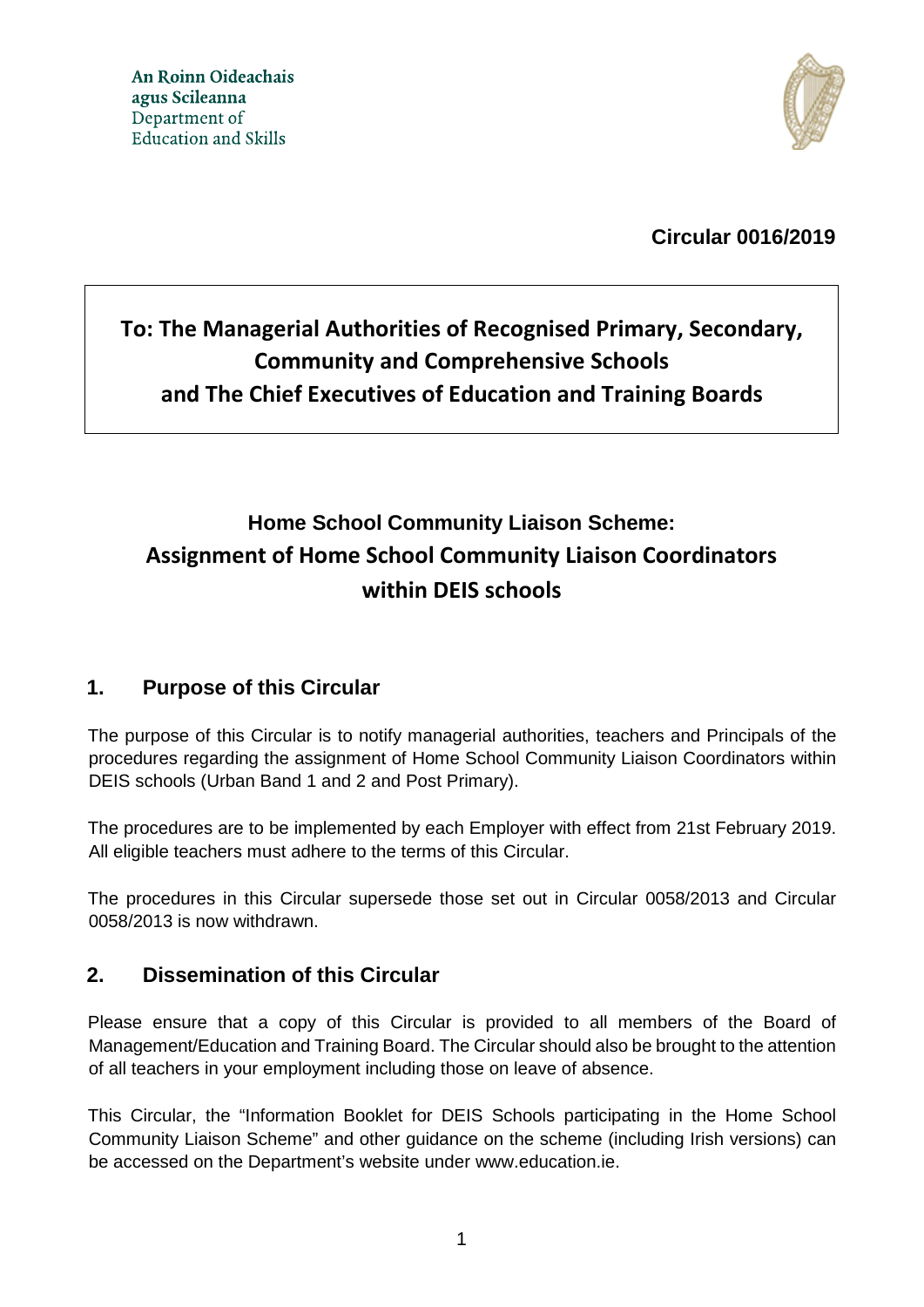An Roinn Oideachais
agus Scileanna
Department of
Education and Skills

**Circular 0016/2019**

**To: The Managerial Authorities of Recognised Primary, Secondary, Community and Comprehensive Schools and The Chief Executives of Education and Training Boards**

# Home School Community Liaison Scheme: Assignment of Home School Community Liaison Coordinators within DEIS schools

## 1. Purpose of this Circular

The purpose of this Circular is to notify managerial authorities, teachers and Principals of the procedures regarding the assignment of Home School Community Liaison Coordinators within DEIS schools (Urban Band 1 and 2 and Post Primary).

The procedures are to be implemented by each Employer with effect from 21st February 2019. All eligible teachers must adhere to the terms of this Circular.

The procedures in this Circular supersede those set out in Circular 0058/2013 and Circular 0058/2013 is now withdrawn.

## 2. Dissemination of this Circular

Please ensure that a copy of this Circular is provided to all members of the Board of Management/Education and Training Board. The Circular should also be brought to the attention of all teachers in your employment including those on leave of absence.

This Circular, the "Information Booklet for DEIS Schools participating in the Home School Community Liaison Scheme" and other guidance on the scheme (including Irish versions) can be accessed on the Department's website under www.education.ie.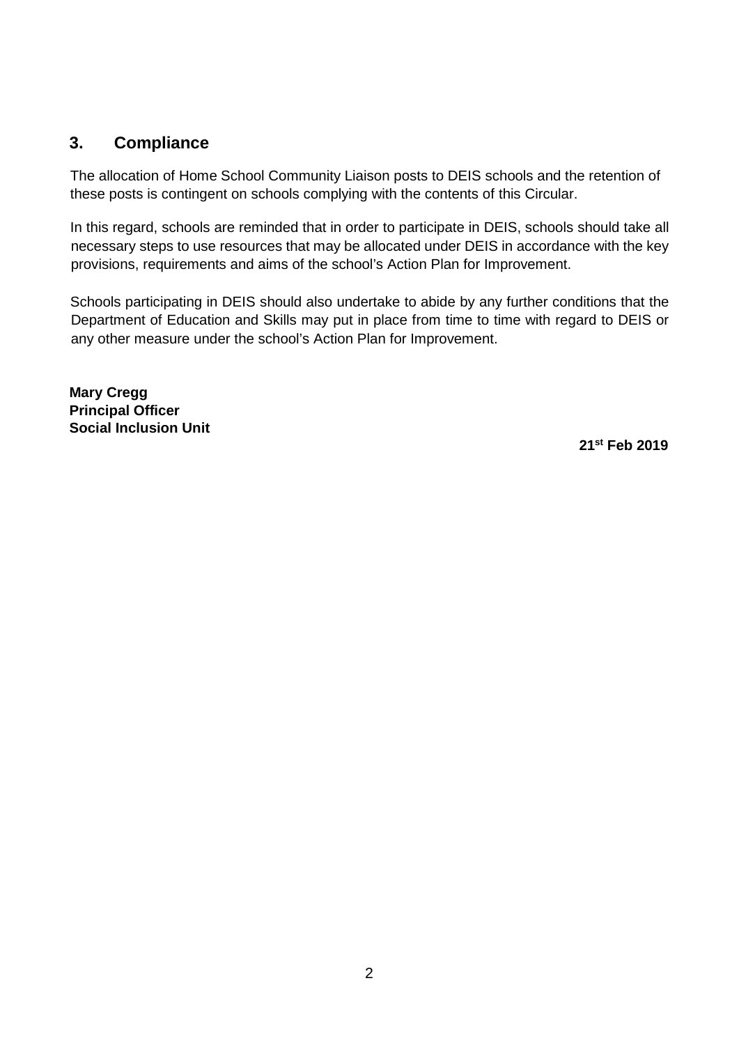## 3. Compliance

The allocation of Home School Community Liaison posts to DEIS schools and the retention of these posts is contingent on schools complying with the contents of this Circular.

In this regard, schools are reminded that in order to participate in DEIS, schools should take all necessary steps to use resources that may be allocated under DEIS in accordance with the key provisions, requirements and aims of the school's Action Plan for Improvement.

Schools participating in DEIS should also undertake to abide by any further conditions that the Department of Education and Skills may put in place from time to time with regard to DEIS or any other measure under the school's Action Plan for Improvement.

**Mary Cregg**
**Principal Officer**
**Social Inclusion Unit**

**21st Feb 2019**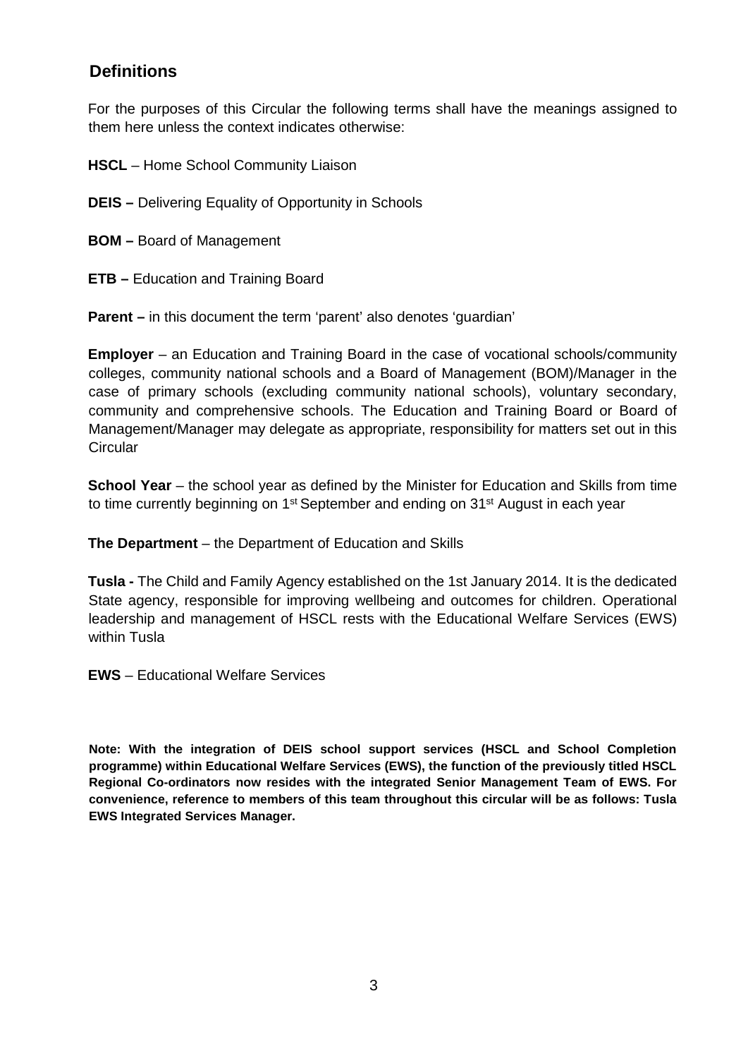## Definitions

For the purposes of this Circular the following terms shall have the meanings assigned to them here unless the context indicates otherwise:

**HSCL** – Home School Community Liaison

**DEIS –** Delivering Equality of Opportunity in Schools

**BOM –** Board of Management

**ETB –** Education and Training Board

**Parent –** in this document the term 'parent' also denotes 'guardian'

**Employer** – an Education and Training Board in the case of vocational schools/community colleges, community national schools and a Board of Management (BOM)/Manager in the case of primary schools (excluding community national schools), voluntary secondary, community and comprehensive schools. The Education and Training Board or Board of Management/Manager may delegate as appropriate, responsibility for matters set out in this Circular

**School Year** – the school year as defined by the Minister for Education and Skills from time to time currently beginning on 1st September and ending on 31st August in each year

**The Department** – the Department of Education and Skills

**Tusla -** The Child and Family Agency established on the 1st January 2014. It is the dedicated State agency, responsible for improving wellbeing and outcomes for children. Operational leadership and management of HSCL rests with the Educational Welfare Services (EWS) within Tusla

**EWS** – Educational Welfare Services

**Note: With the integration of DEIS school support services (HSCL and School Completion programme) within Educational Welfare Services (EWS), the function of the previously titled HSCL Regional Co-ordinators now resides with the integrated Senior Management Team of EWS. For convenience, reference to members of this team throughout this circular will be as follows: Tusla EWS Integrated Services Manager.**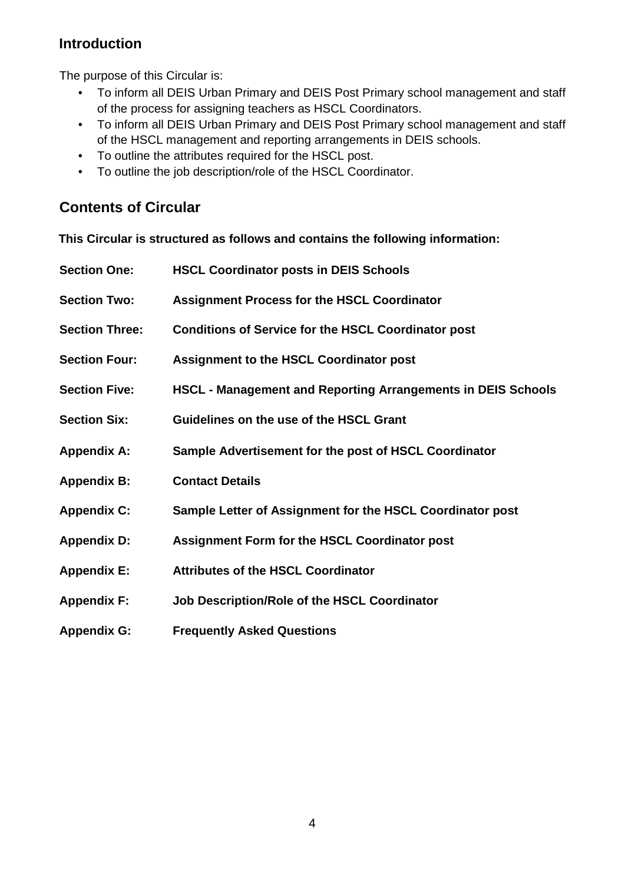## Introduction

The purpose of this Circular is:

- To inform all DEIS Urban Primary and DEIS Post Primary school management and staff of the process for assigning teachers as HSCL Coordinators.
- To inform all DEIS Urban Primary and DEIS Post Primary school management and staff of the HSCL management and reporting arrangements in DEIS schools.
- To outline the attributes required for the HSCL post.
- To outline the job description/role of the HSCL Coordinator.

## Contents of Circular

**This Circular is structured as follows and contains the following information:**

| | |
|---|---|
| **Section One:** | **HSCL Coordinator posts in DEIS Schools** |
| **Section Two:** | **Assignment Process for the HSCL Coordinator** |
| **Section Three:** | **Conditions of Service for the HSCL Coordinator post** |
| **Section Four:** | **Assignment to the HSCL Coordinator post** |
| **Section Five:** | **HSCL - Management and Reporting Arrangements in DEIS Schools** |
| **Section Six:** | **Guidelines on the use of the HSCL Grant** |
| **Appendix A:** | **Sample Advertisement for the post of HSCL Coordinator** |
| **Appendix B:** | **Contact Details** |
| **Appendix C:** | **Sample Letter of Assignment for the HSCL Coordinator post** |
| **Appendix D:** | **Assignment Form for the HSCL Coordinator post** |
| **Appendix E:** | **Attributes of the HSCL Coordinator** |
| **Appendix F:** | **Job Description/Role of the HSCL Coordinator** |
| **Appendix G:** | **Frequently Asked Questions** |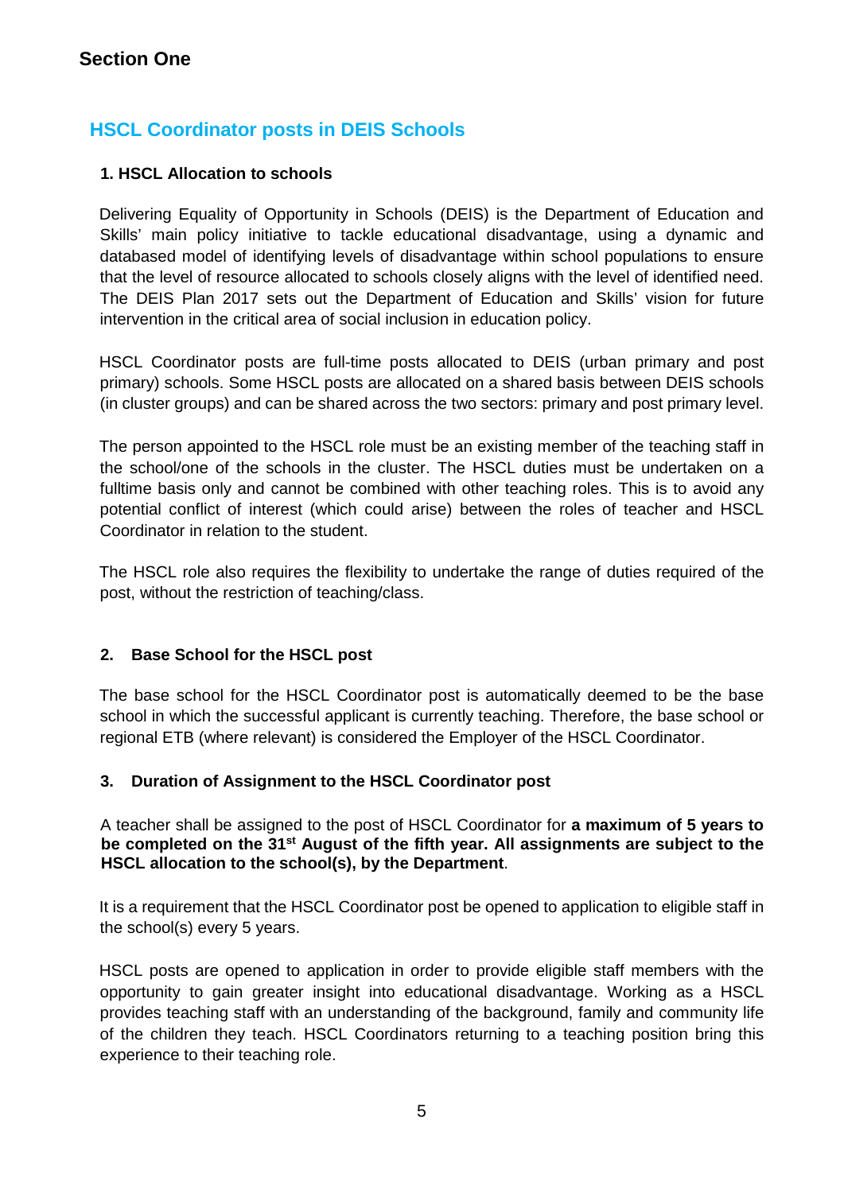# Section One

## HSCL Coordinator posts in DEIS Schools

### 1. HSCL Allocation to schools

Delivering Equality of Opportunity in Schools (DEIS) is the Department of Education and Skills' main policy initiative to tackle educational disadvantage, using a dynamic and databased model of identifying levels of disadvantage within school populations to ensure that the level of resource allocated to schools closely aligns with the level of identified need. The DEIS Plan 2017 sets out the Department of Education and Skills' vision for future intervention in the critical area of social inclusion in education policy.

HSCL Coordinator posts are full-time posts allocated to DEIS (urban primary and post primary) schools. Some HSCL posts are allocated on a shared basis between DEIS schools (in cluster groups) and can be shared across the two sectors: primary and post primary level.

The person appointed to the HSCL role must be an existing member of the teaching staff in the school/one of the schools in the cluster. The HSCL duties must be undertaken on a fulltime basis only and cannot be combined with other teaching roles. This is to avoid any potential conflict of interest (which could arise) between the roles of teacher and HSCL Coordinator in relation to the student.

The HSCL role also requires the flexibility to undertake the range of duties required of the post, without the restriction of teaching/class.

### 2. Base School for the HSCL post

The base school for the HSCL Coordinator post is automatically deemed to be the base school in which the successful applicant is currently teaching. Therefore, the base school or regional ETB (where relevant) is considered the Employer of the HSCL Coordinator.

### 3. Duration of Assignment to the HSCL Coordinator post

A teacher shall be assigned to the post of HSCL Coordinator for **a maximum of 5 years to be completed on the 31st August of the fifth year. All assignments are subject to the HSCL allocation to the school(s), by the Department**.

It is a requirement that the HSCL Coordinator post be opened to application to eligible staff in the school(s) every 5 years.

HSCL posts are opened to application in order to provide eligible staff members with the opportunity to gain greater insight into educational disadvantage. Working as a HSCL provides teaching staff with an understanding of the background, family and community life of the children they teach. HSCL Coordinators returning to a teaching position bring this experience to their teaching role.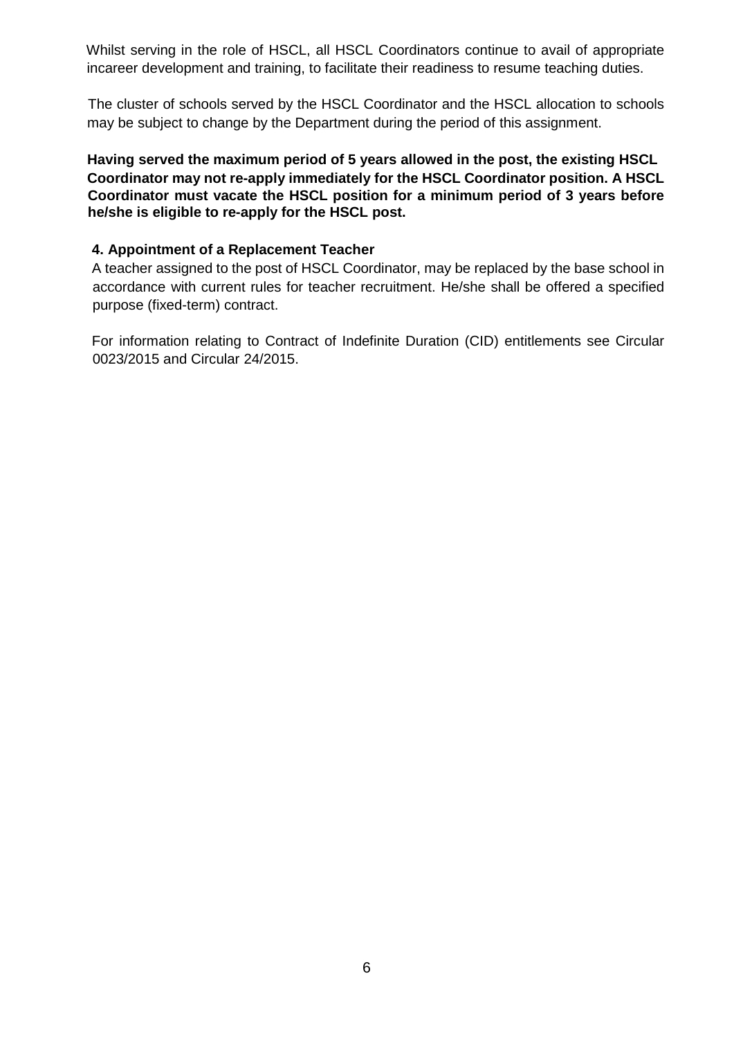Whilst serving in the role of HSCL, all HSCL Coordinators continue to avail of appropriate incareer development and training, to facilitate their readiness to resume teaching duties.

The cluster of schools served by the HSCL Coordinator and the HSCL allocation to schools may be subject to change by the Department during the period of this assignment.

**Having served the maximum period of 5 years allowed in the post, the existing HSCL Coordinator may not re-apply immediately for the HSCL Coordinator position. A HSCL Coordinator must vacate the HSCL position for a minimum period of 3 years before he/she is eligible to re-apply for the HSCL post.**

**4. Appointment of a Replacement Teacher**

A teacher assigned to the post of HSCL Coordinator, may be replaced by the base school in accordance with current rules for teacher recruitment. He/she shall be offered a specified purpose (fixed-term) contract.

For information relating to Contract of Indefinite Duration (CID) entitlements see Circular 0023/2015 and Circular 24/2015.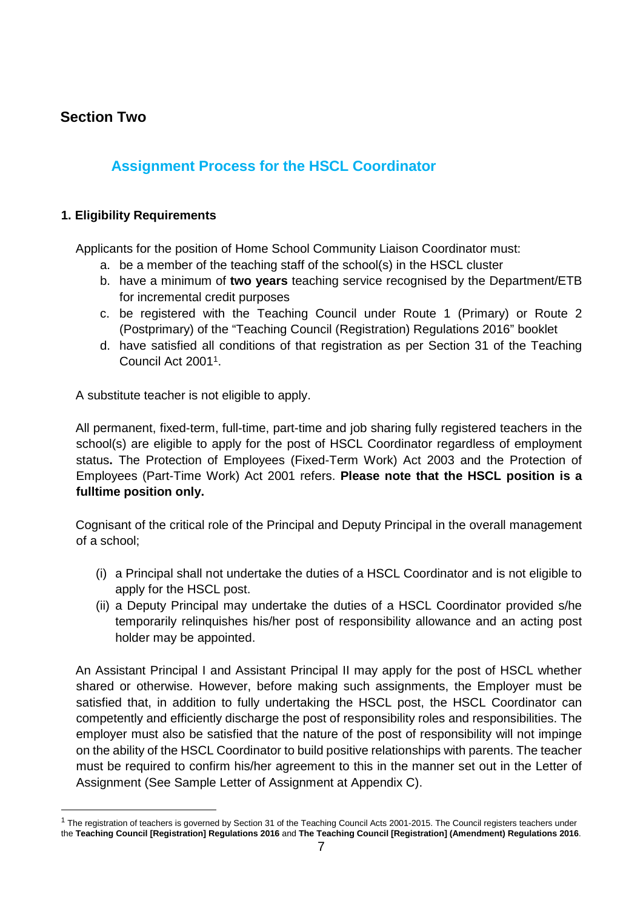## Section Two

### Assignment Process for the HSCL Coordinator

**1. Eligibility Requirements**

Applicants for the position of Home School Community Liaison Coordinator must:

a. be a member of the teaching staff of the school(s) in the HSCL cluster
b. have a minimum of **two years** teaching service recognised by the Department/ETB for incremental credit purposes
c. be registered with the Teaching Council under Route 1 (Primary) or Route 2 (Postprimary) of the "Teaching Council (Registration) Regulations 2016" booklet
d. have satisfied all conditions of that registration as per Section 31 of the Teaching Council Act 2001[1].

A substitute teacher is not eligible to apply.

All permanent, fixed-term, full-time, part-time and job sharing fully registered teachers in the school(s) are eligible to apply for the post of HSCL Coordinator regardless of employment status**.** The Protection of Employees (Fixed-Term Work) Act 2003 and the Protection of Employees (Part-Time Work) Act 2001 refers. **Please note that the HSCL position is a fulltime position only.**

Cognisant of the critical role of the Principal and Deputy Principal in the overall management of a school;

(i) a Principal shall not undertake the duties of a HSCL Coordinator and is not eligible to apply for the HSCL post.
(ii) a Deputy Principal may undertake the duties of a HSCL Coordinator provided s/he temporarily relinquishes his/her post of responsibility allowance and an acting post holder may be appointed.

An Assistant Principal I and Assistant Principal II may apply for the post of HSCL whether shared or otherwise. However, before making such assignments, the Employer must be satisfied that, in addition to fully undertaking the HSCL post, the HSCL Coordinator can competently and efficiently discharge the post of responsibility roles and responsibilities. The employer must also be satisfied that the nature of the post of responsibility will not impinge on the ability of the HSCL Coordinator to build positive relationships with parents. The teacher must be required to confirm his/her agreement to this in the manner set out in the Letter of Assignment (See Sample Letter of Assignment at Appendix C).

---

[1] The registration of teachers is governed by Section 31 of the Teaching Council Acts 2001-2015. The Council registers teachers under the **Teaching Council [Registration] Regulations 2016** and **The Teaching Council [Registration] (Amendment) Regulations 2016**.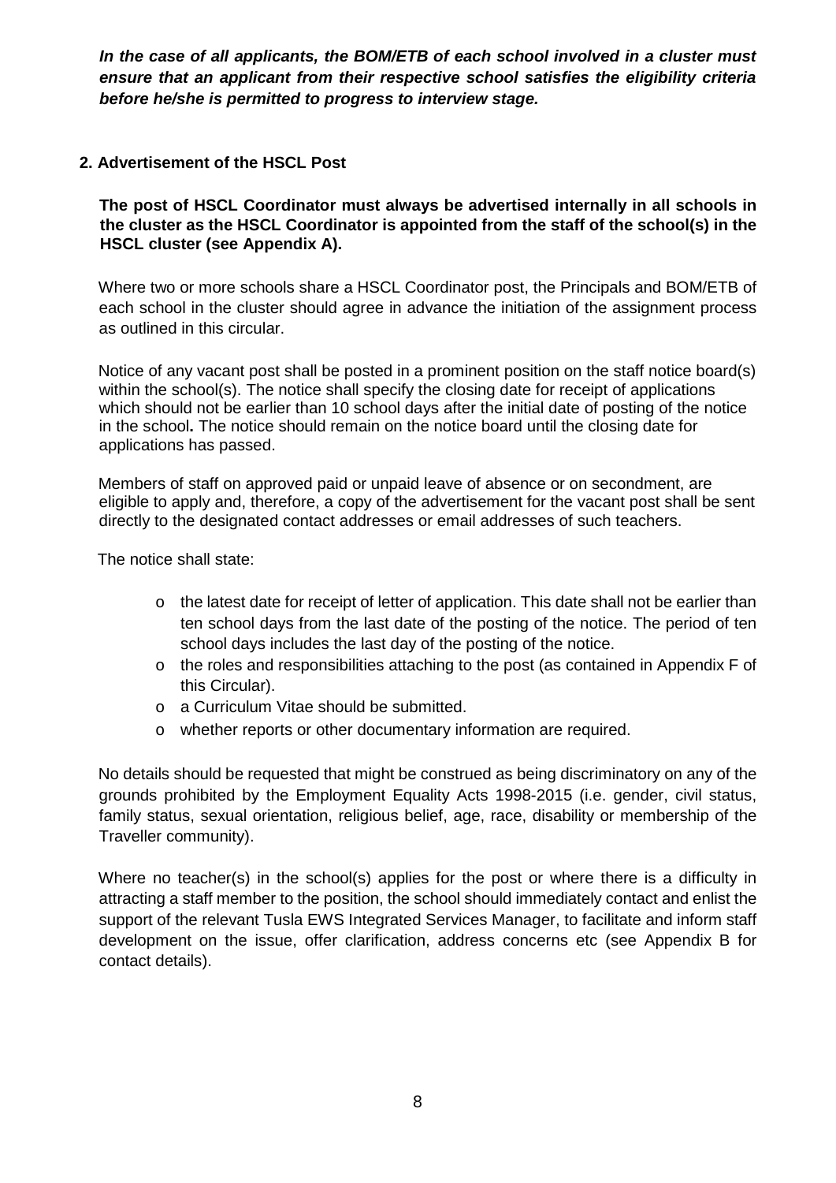***In the case of all applicants, the BOM/ETB of each school involved in a cluster must ensure that an applicant from their respective school satisfies the eligibility criteria before he/she is permitted to progress to interview stage.***

## 2. Advertisement of the HSCL Post

**The post of HSCL Coordinator must always be advertised internally in all schools in the cluster as the HSCL Coordinator is appointed from the staff of the school(s) in the HSCL cluster (see Appendix A).**

Where two or more schools share a HSCL Coordinator post, the Principals and BOM/ETB of each school in the cluster should agree in advance the initiation of the assignment process as outlined in this circular.

Notice of any vacant post shall be posted in a prominent position on the staff notice board(s) within the school(s). The notice shall specify the closing date for receipt of applications which should not be earlier than 10 school days after the initial date of posting of the notice in the school**.** The notice should remain on the notice board until the closing date for applications has passed.

Members of staff on approved paid or unpaid leave of absence or on secondment, are eligible to apply and, therefore, a copy of the advertisement for the vacant post shall be sent directly to the designated contact addresses or email addresses of such teachers.

The notice shall state:

- the latest date for receipt of letter of application. This date shall not be earlier than ten school days from the last date of the posting of the notice. The period of ten school days includes the last day of the posting of the notice.
- the roles and responsibilities attaching to the post (as contained in Appendix F of this Circular).
- a Curriculum Vitae should be submitted.
- whether reports or other documentary information are required.

No details should be requested that might be construed as being discriminatory on any of the grounds prohibited by the Employment Equality Acts 1998-2015 (i.e. gender, civil status, family status, sexual orientation, religious belief, age, race, disability or membership of the Traveller community).

Where no teacher(s) in the school(s) applies for the post or where there is a difficulty in attracting a staff member to the position, the school should immediately contact and enlist the support of the relevant Tusla EWS Integrated Services Manager, to facilitate and inform staff development on the issue, offer clarification, address concerns etc (see Appendix B for contact details).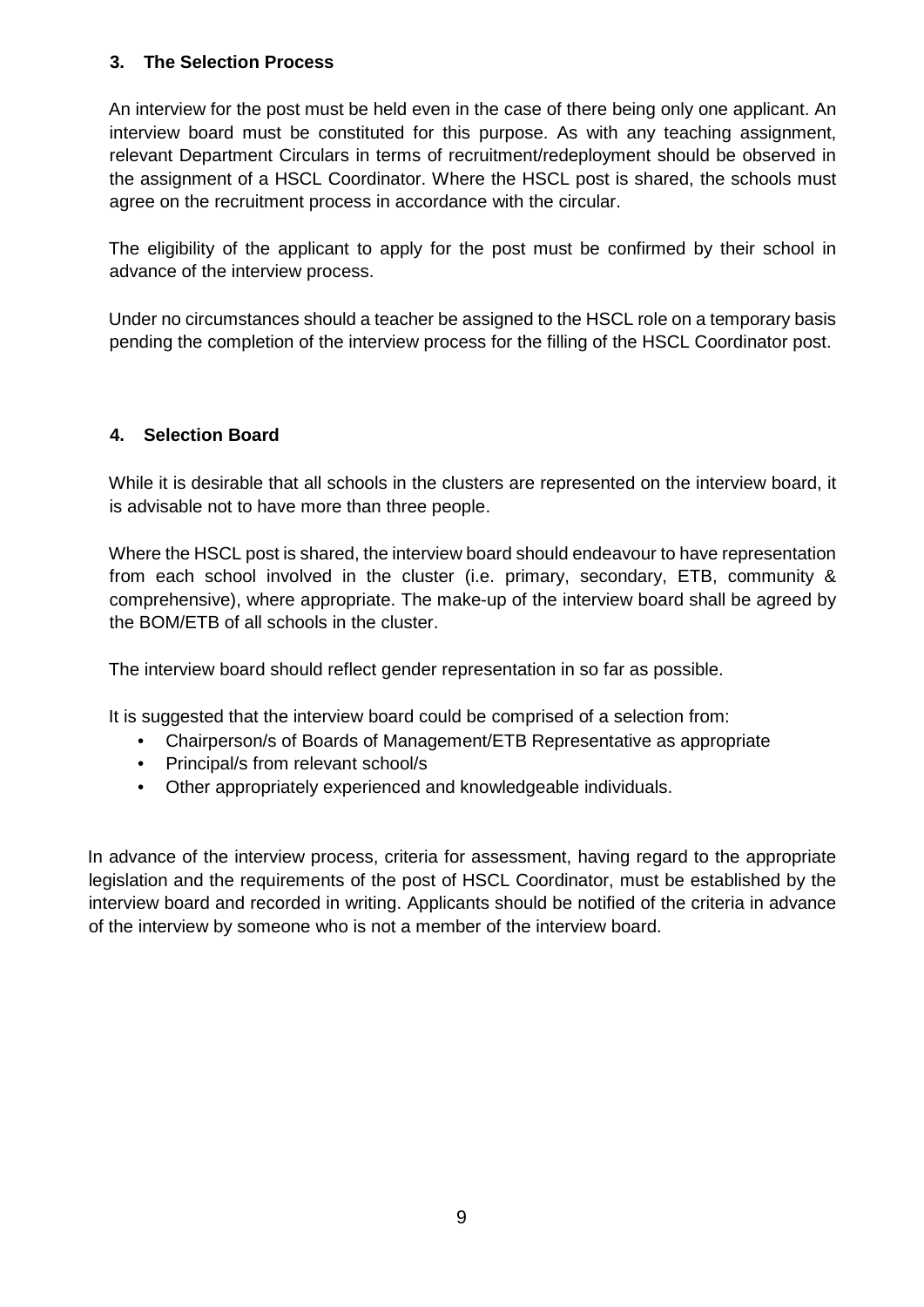## 3. The Selection Process

An interview for the post must be held even in the case of there being only one applicant. An interview board must be constituted for this purpose. As with any teaching assignment, relevant Department Circulars in terms of recruitment/redeployment should be observed in the assignment of a HSCL Coordinator. Where the HSCL post is shared, the schools must agree on the recruitment process in accordance with the circular.

The eligibility of the applicant to apply for the post must be confirmed by their school in advance of the interview process.

Under no circumstances should a teacher be assigned to the HSCL role on a temporary basis pending the completion of the interview process for the filling of the HSCL Coordinator post.

## 4. Selection Board

While it is desirable that all schools in the clusters are represented on the interview board, it is advisable not to have more than three people.

Where the HSCL post is shared, the interview board should endeavour to have representation from each school involved in the cluster (i.e. primary, secondary, ETB, community & comprehensive), where appropriate. The make-up of the interview board shall be agreed by the BOM/ETB of all schools in the cluster.

The interview board should reflect gender representation in so far as possible.

It is suggested that the interview board could be comprised of a selection from:

- Chairperson/s of Boards of Management/ETB Representative as appropriate
- Principal/s from relevant school/s
- Other appropriately experienced and knowledgeable individuals.

In advance of the interview process, criteria for assessment, having regard to the appropriate legislation and the requirements of the post of HSCL Coordinator, must be established by the interview board and recorded in writing. Applicants should be notified of the criteria in advance of the interview by someone who is not a member of the interview board.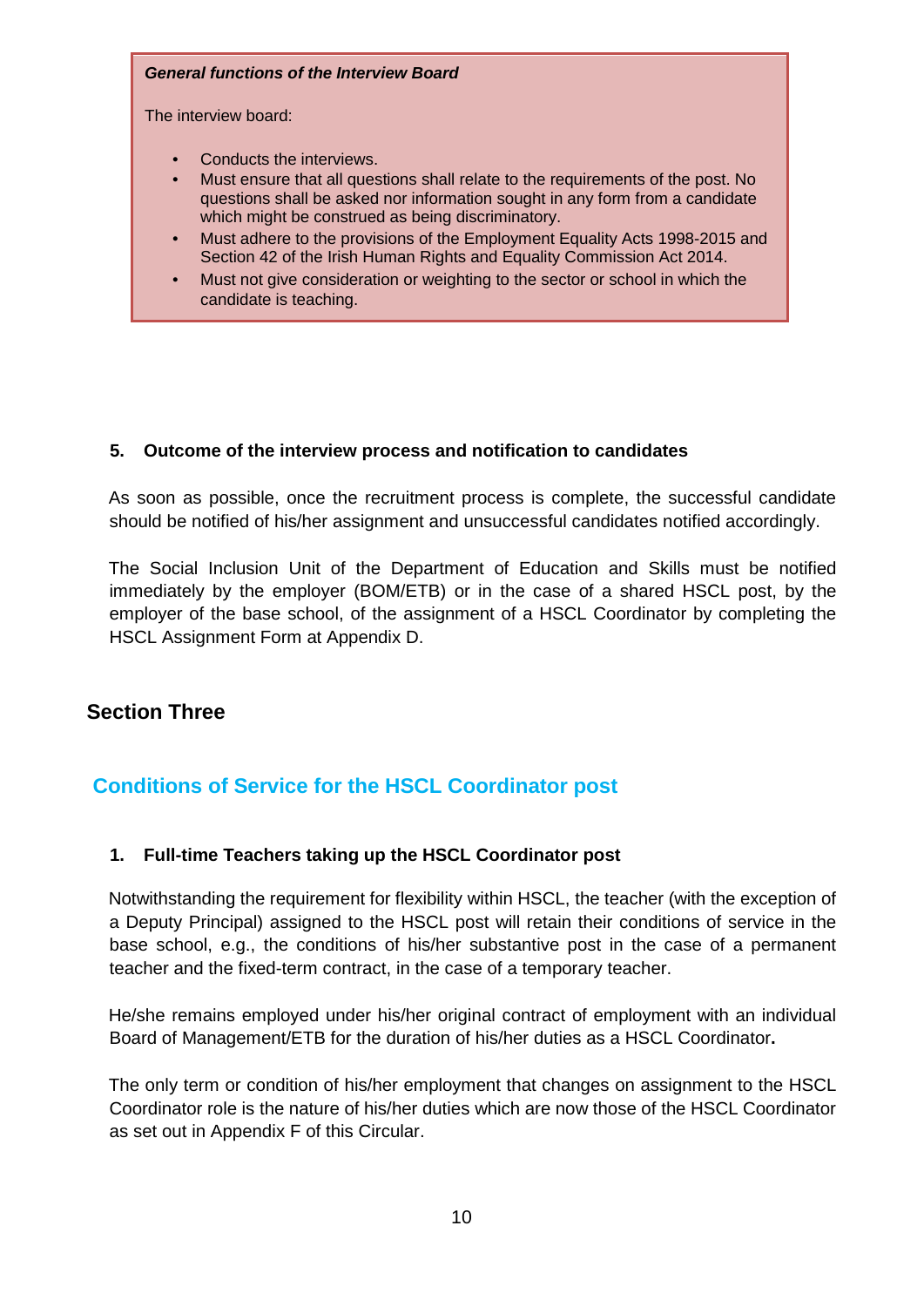***General functions of the Interview Board***

The interview board:

- Conducts the interviews.
- Must ensure that all questions shall relate to the requirements of the post. No questions shall be asked nor information sought in any form from a candidate which might be construed as being discriminatory.
- Must adhere to the provisions of the Employment Equality Acts 1998-2015 and Section 42 of the Irish Human Rights and Equality Commission Act 2014.
- Must not give consideration or weighting to the sector or school in which the candidate is teaching.

### 5. Outcome of the interview process and notification to candidates

As soon as possible, once the recruitment process is complete, the successful candidate should be notified of his/her assignment and unsuccessful candidates notified accordingly.

The Social Inclusion Unit of the Department of Education and Skills must be notified immediately by the employer (BOM/ETB) or in the case of a shared HSCL post, by the employer of the base school, of the assignment of a HSCL Coordinator by completing the HSCL Assignment Form at Appendix D.

## Section Three

## Conditions of Service for the HSCL Coordinator post

### 1. Full-time Teachers taking up the HSCL Coordinator post

Notwithstanding the requirement for flexibility within HSCL, the teacher (with the exception of a Deputy Principal) assigned to the HSCL post will retain their conditions of service in the base school, e.g., the conditions of his/her substantive post in the case of a permanent teacher and the fixed-term contract, in the case of a temporary teacher.

He/she remains employed under his/her original contract of employment with an individual Board of Management/ETB for the duration of his/her duties as a HSCL Coordinator.

The only term or condition of his/her employment that changes on assignment to the HSCL Coordinator role is the nature of his/her duties which are now those of the HSCL Coordinator as set out in Appendix F of this Circular.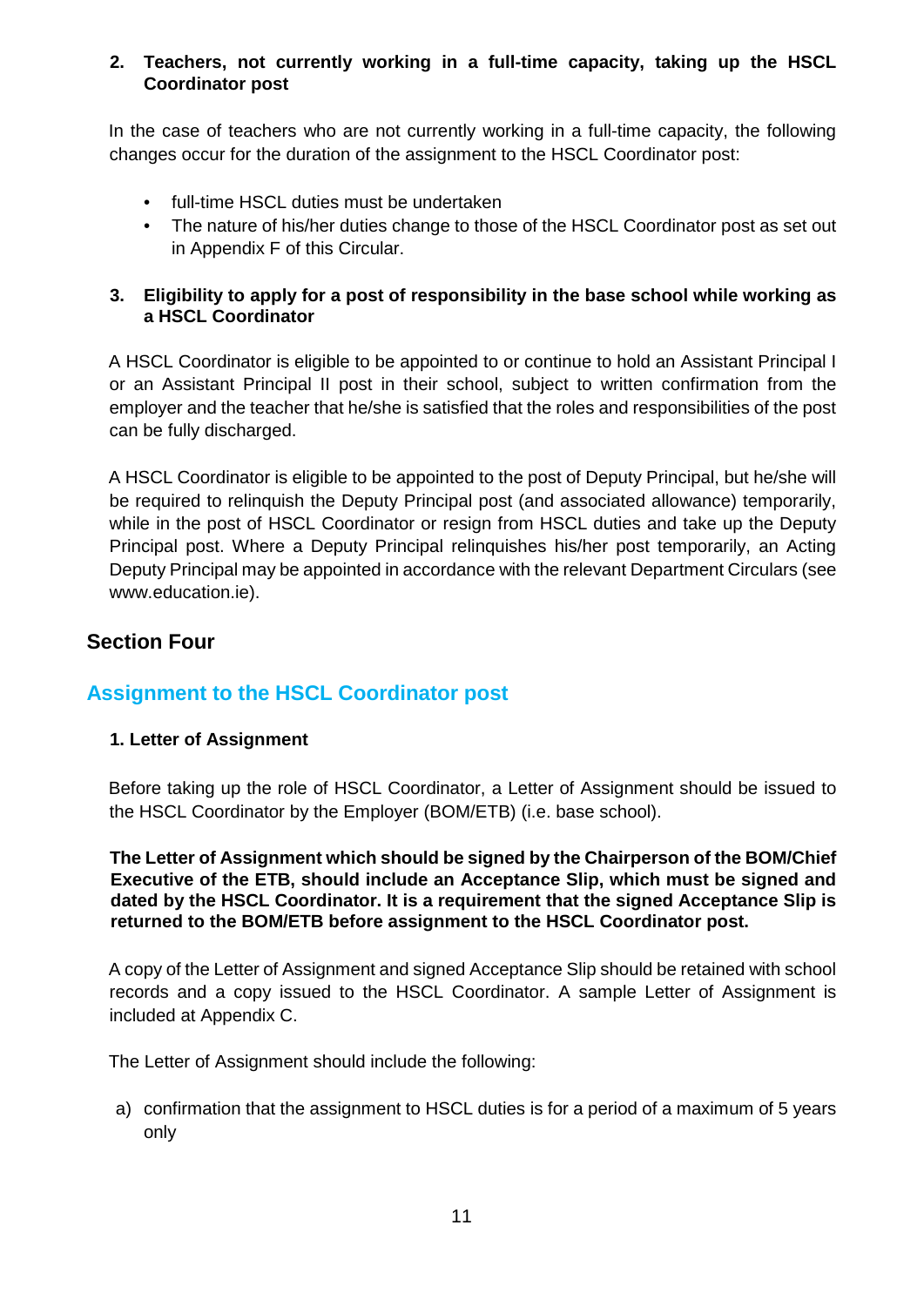**2. Teachers, not currently working in a full-time capacity, taking up the HSCL Coordinator post**

In the case of teachers who are not currently working in a full-time capacity, the following changes occur for the duration of the assignment to the HSCL Coordinator post:

- full-time HSCL duties must be undertaken
- The nature of his/her duties change to those of the HSCL Coordinator post as set out in Appendix F of this Circular.

**3. Eligibility to apply for a post of responsibility in the base school while working as a HSCL Coordinator**

A HSCL Coordinator is eligible to be appointed to or continue to hold an Assistant Principal I or an Assistant Principal II post in their school, subject to written confirmation from the employer and the teacher that he/she is satisfied that the roles and responsibilities of the post can be fully discharged.

A HSCL Coordinator is eligible to be appointed to the post of Deputy Principal, but he/she will be required to relinquish the Deputy Principal post (and associated allowance) temporarily, while in the post of HSCL Coordinator or resign from HSCL duties and take up the Deputy Principal post. Where a Deputy Principal relinquishes his/her post temporarily, an Acting Deputy Principal may be appointed in accordance with the relevant Department Circulars (see www.education.ie).

# Section Four

## Assignment to the HSCL Coordinator post

**1. Letter of Assignment**

Before taking up the role of HSCL Coordinator, a Letter of Assignment should be issued to the HSCL Coordinator by the Employer (BOM/ETB) (i.e. base school).

**The Letter of Assignment which should be signed by the Chairperson of the BOM/Chief Executive of the ETB, should include an Acceptance Slip, which must be signed and dated by the HSCL Coordinator. It is a requirement that the signed Acceptance Slip is returned to the BOM/ETB before assignment to the HSCL Coordinator post.**

A copy of the Letter of Assignment and signed Acceptance Slip should be retained with school records and a copy issued to the HSCL Coordinator. A sample Letter of Assignment is included at Appendix C.

The Letter of Assignment should include the following:

a) confirmation that the assignment to HSCL duties is for a period of a maximum of 5 years only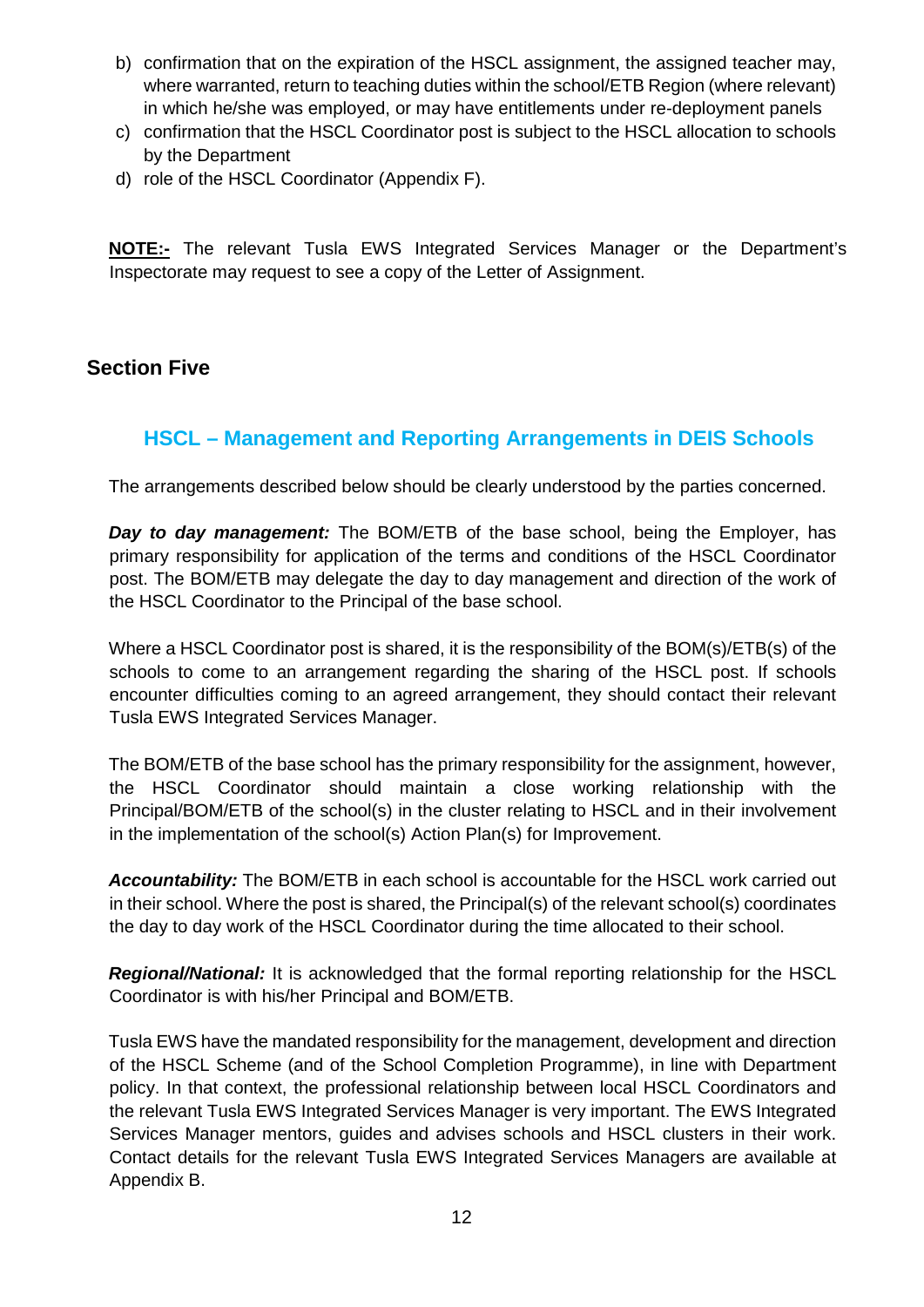b) confirmation that on the expiration of the HSCL assignment, the assigned teacher may, where warranted, return to teaching duties within the school/ETB Region (where relevant) in which he/she was employed, or may have entitlements under re-deployment panels
c) confirmation that the HSCL Coordinator post is subject to the HSCL allocation to schools by the Department
d) role of the HSCL Coordinator (Appendix F).

**NOTE:-** The relevant Tusla EWS Integrated Services Manager or the Department's Inspectorate may request to see a copy of the Letter of Assignment.

## Section Five

### HSCL – Management and Reporting Arrangements in DEIS Schools

The arrangements described below should be clearly understood by the parties concerned.

***Day to day management:*** The BOM/ETB of the base school, being the Employer, has primary responsibility for application of the terms and conditions of the HSCL Coordinator post. The BOM/ETB may delegate the day to day management and direction of the work of the HSCL Coordinator to the Principal of the base school.

Where a HSCL Coordinator post is shared, it is the responsibility of the BOM(s)/ETB(s) of the schools to come to an arrangement regarding the sharing of the HSCL post. If schools encounter difficulties coming to an agreed arrangement, they should contact their relevant Tusla EWS Integrated Services Manager.

The BOM/ETB of the base school has the primary responsibility for the assignment, however, the HSCL Coordinator should maintain a close working relationship with the Principal/BOM/ETB of the school(s) in the cluster relating to HSCL and in their involvement in the implementation of the school(s) Action Plan(s) for Improvement.

***Accountability:*** The BOM/ETB in each school is accountable for the HSCL work carried out in their school. Where the post is shared, the Principal(s) of the relevant school(s) coordinates the day to day work of the HSCL Coordinator during the time allocated to their school.

***Regional/National:*** It is acknowledged that the formal reporting relationship for the HSCL Coordinator is with his/her Principal and BOM/ETB.

Tusla EWS have the mandated responsibility for the management, development and direction of the HSCL Scheme (and of the School Completion Programme), in line with Department policy. In that context, the professional relationship between local HSCL Coordinators and the relevant Tusla EWS Integrated Services Manager is very important. The EWS Integrated Services Manager mentors, guides and advises schools and HSCL clusters in their work. Contact details for the relevant Tusla EWS Integrated Services Managers are available at Appendix B.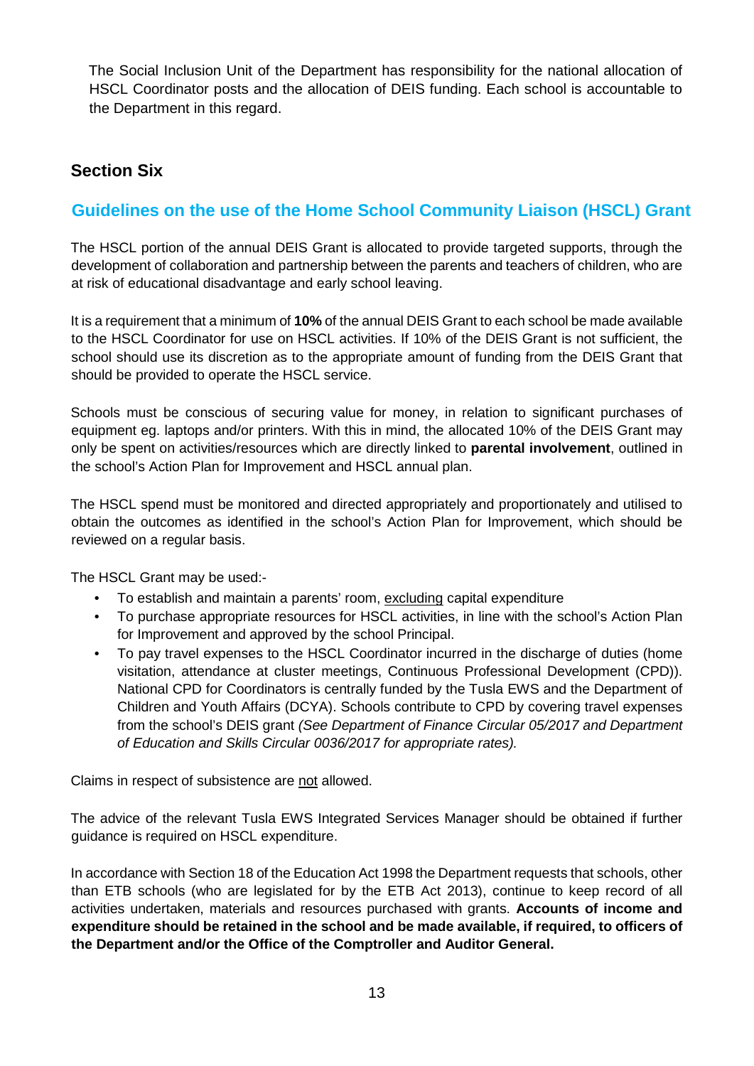The Social Inclusion Unit of the Department has responsibility for the national allocation of HSCL Coordinator posts and the allocation of DEIS funding. Each school is accountable to the Department in this regard.

## Section Six

### Guidelines on the use of the Home School Community Liaison (HSCL) Grant

The HSCL portion of the annual DEIS Grant is allocated to provide targeted supports, through the development of collaboration and partnership between the parents and teachers of children, who are at risk of educational disadvantage and early school leaving.

It is a requirement that a minimum of **10%** of the annual DEIS Grant to each school be made available to the HSCL Coordinator for use on HSCL activities. If 10% of the DEIS Grant is not sufficient, the school should use its discretion as to the appropriate amount of funding from the DEIS Grant that should be provided to operate the HSCL service.

Schools must be conscious of securing value for money, in relation to significant purchases of equipment eg. laptops and/or printers. With this in mind, the allocated 10% of the DEIS Grant may only be spent on activities/resources which are directly linked to **parental involvement**, outlined in the school's Action Plan for Improvement and HSCL annual plan.

The HSCL spend must be monitored and directed appropriately and proportionately and utilised to obtain the outcomes as identified in the school's Action Plan for Improvement, which should be reviewed on a regular basis.

The HSCL Grant may be used:-

- To establish and maintain a parents' room, <u>excluding</u> capital expenditure
- To purchase appropriate resources for HSCL activities, in line with the school's Action Plan for Improvement and approved by the school Principal.
- To pay travel expenses to the HSCL Coordinator incurred in the discharge of duties (home visitation, attendance at cluster meetings, Continuous Professional Development (CPD)). National CPD for Coordinators is centrally funded by the Tusla EWS and the Department of Children and Youth Affairs (DCYA). Schools contribute to CPD by covering travel expenses from the school's DEIS grant *(See Department of Finance Circular 05/2017 and Department of Education and Skills Circular 0036/2017 for appropriate rates).*

Claims in respect of subsistence are <u>not</u> allowed.

The advice of the relevant Tusla EWS Integrated Services Manager should be obtained if further guidance is required on HSCL expenditure.

In accordance with Section 18 of the Education Act 1998 the Department requests that schools, other than ETB schools (who are legislated for by the ETB Act 2013), continue to keep record of all activities undertaken, materials and resources purchased with grants. **Accounts of income and expenditure should be retained in the school and be made available, if required, to officers of the Department and/or the Office of the Comptroller and Auditor General.**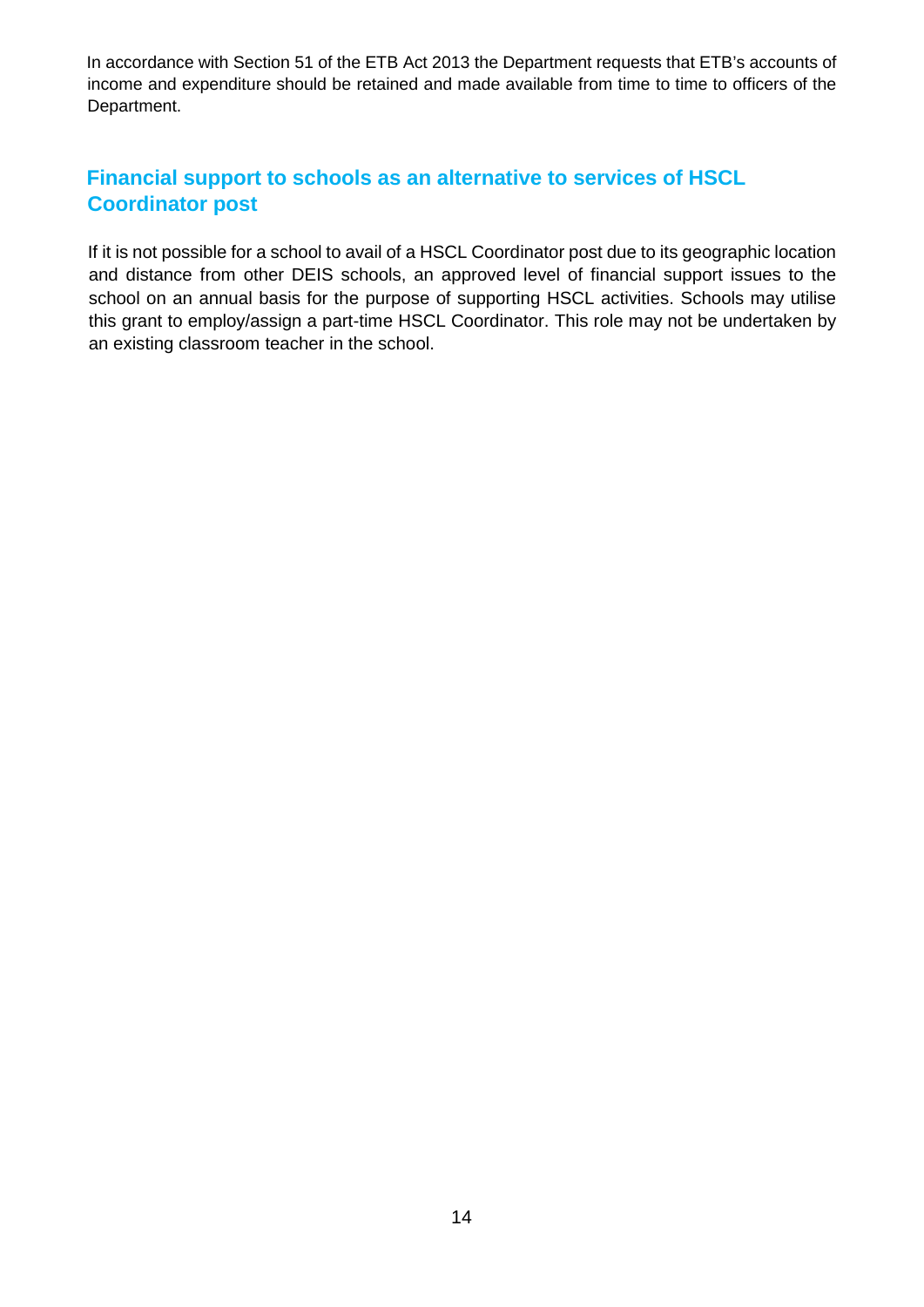In accordance with Section 51 of the ETB Act 2013 the Department requests that ETB's accounts of income and expenditure should be retained and made available from time to time to officers of the Department.

## Financial support to schools as an alternative to services of HSCL Coordinator post

If it is not possible for a school to avail of a HSCL Coordinator post due to its geographic location and distance from other DEIS schools, an approved level of financial support issues to the school on an annual basis for the purpose of supporting HSCL activities. Schools may utilise this grant to employ/assign a part-time HSCL Coordinator. This role may not be undertaken by an existing classroom teacher in the school.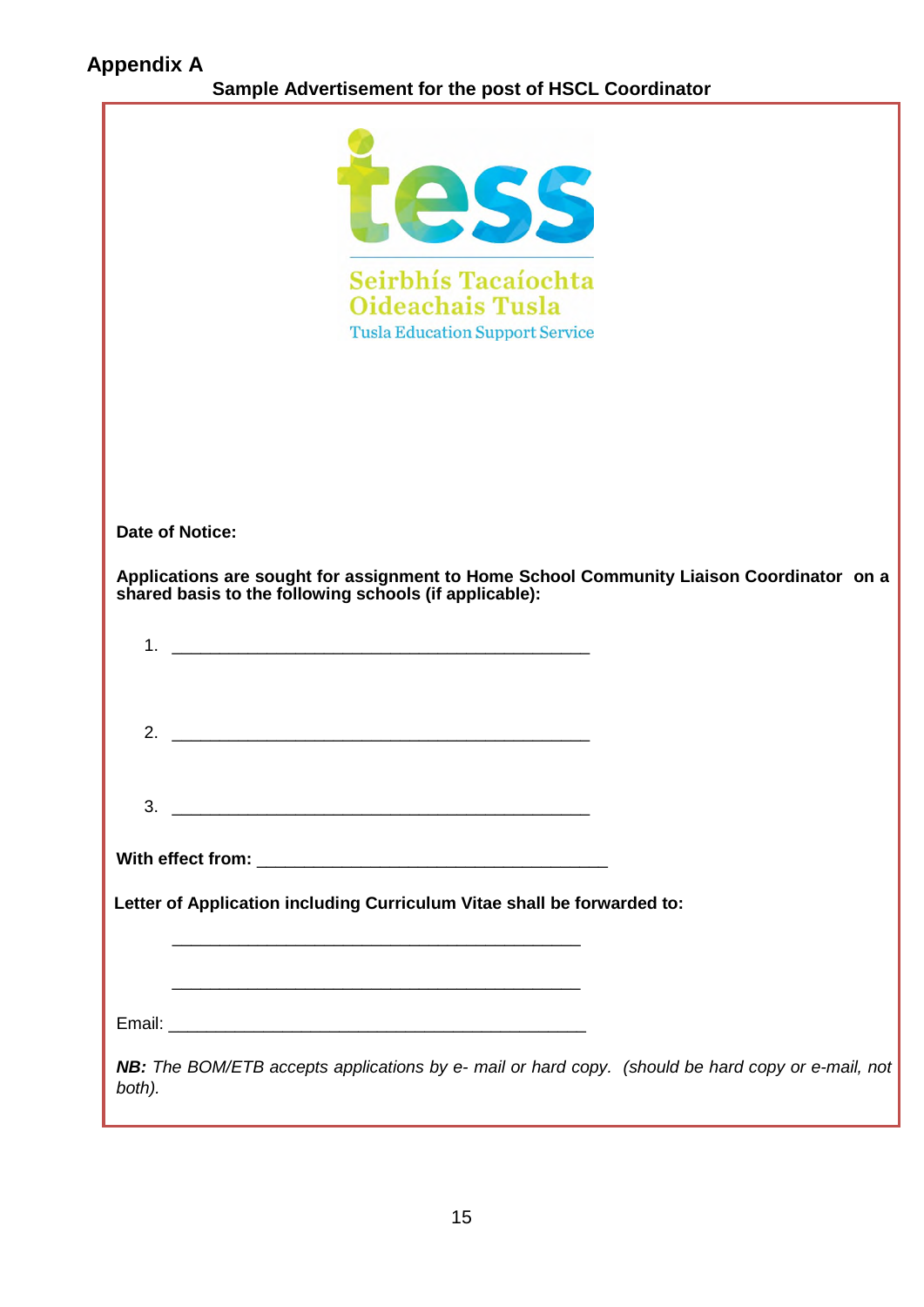# Appendix A

## Sample Advertisement for the post of HSCL Coordinator

Seirbhís Tacaíochta Oideachais Tusla

Tusla Education Support Service

**Date of Notice:**

**Applications are sought for assignment to Home School Community Liaison Coordinator on a shared basis to the following schools (if applicable):**

1. _____________________________________________

2. _____________________________________________

3. _____________________________________________

**With effect from:** _____________________________________

**Letter of Application including Curriculum Vitae shall be forwarded to:**

_____________________________________________

_____________________________________________

Email: _____________________________________________

***NB:*** *The BOM/ETB accepts applications by e- mail or hard copy. (should be hard copy or e-mail, not both).*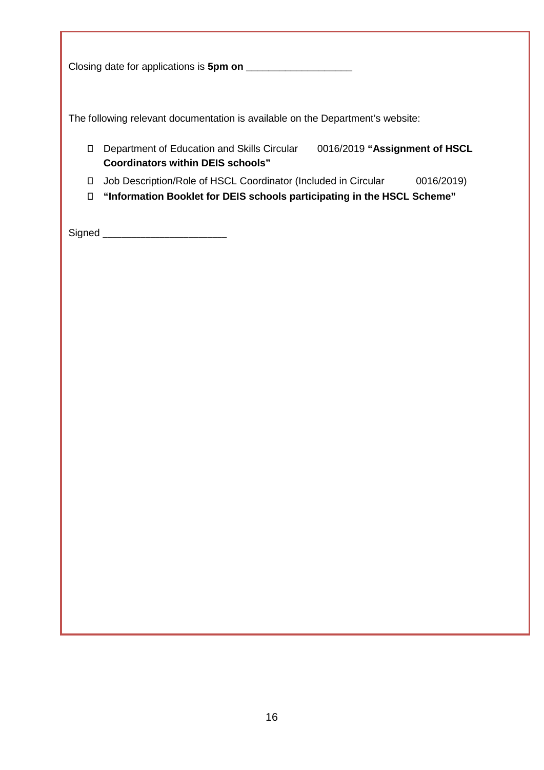Closing date for applications is **5pm on** ___________________

The following relevant documentation is available on the Department's website:

- Department of Education and Skills Circular 0016/2019 **"Assignment of HSCL Coordinators within DEIS schools"**
- Job Description/Role of HSCL Coordinator (Included in Circular 0016/2019)
- **"Information Booklet for DEIS schools participating in the HSCL Scheme"**

Signed ______________________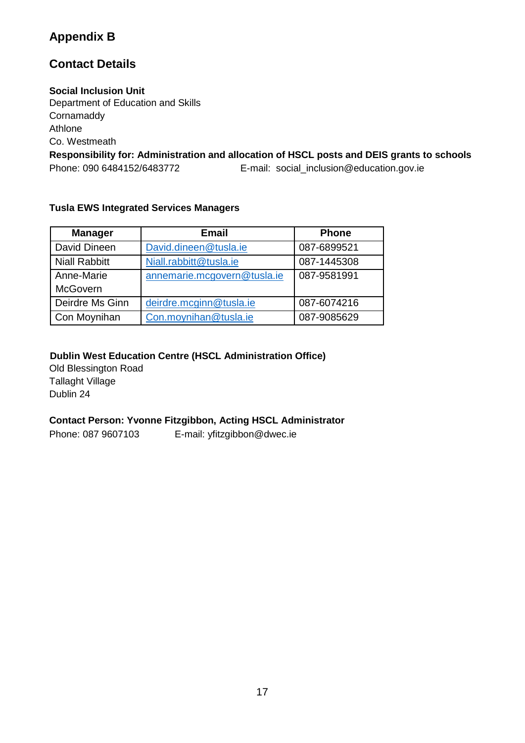## Appendix B

## Contact Details

**Social Inclusion Unit**
Department of Education and Skills
Cornamaddy
Athlone
Co. Westmeath
**Responsibility for: Administration and allocation of HSCL posts and DEIS grants to schools**
Phone: 090 6484152/6483772 E-mail: social_inclusion@education.gov.ie

**Tusla EWS Integrated Services Managers**

| Manager | Email | Phone |
|---|---|---|
| David Dineen | David.dineen@tusla.ie | 087-6899521 |
| Niall Rabbitt | Niall.rabbitt@tusla.ie | 087-1445308 |
| Anne-Marie McGovern | annemarie.mcgovern@tusla.ie | 087-9581991 |
| Deirdre Ms Ginn | deirdre.mcginn@tusla.ie | 087-6074216 |
| Con Moynihan | Con.moynihan@tusla.ie | 087-9085629 |

**Dublin West Education Centre (HSCL Administration Office)**
Old Blessington Road
Tallaght Village
Dublin 24

**Contact Person: Yvonne Fitzgibbon, Acting HSCL Administrator**
Phone: 087 9607103 E-mail: yfitzgibbon@dwec.ie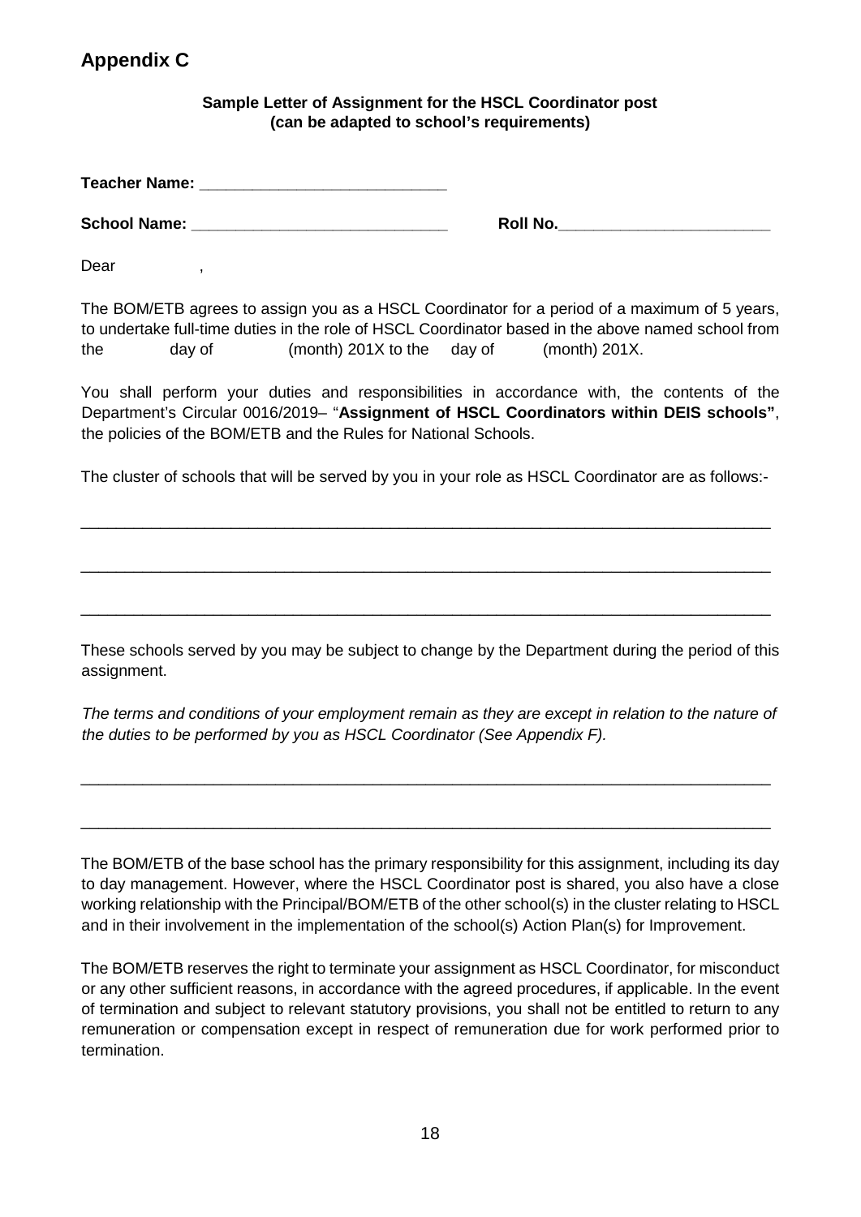## Appendix C

**Sample Letter of Assignment for the HSCL Coordinator post**
**(can be adapted to school's requirements)**

**Teacher Name:** ____________________________

**School Name:** _____________________________ **Roll No.**________________________

Dear ,

The BOM/ETB agrees to assign you as a HSCL Coordinator for a period of a maximum of 5 years, to undertake full-time duties in the role of HSCL Coordinator based in the above named school from the day of (month) 201X to the day of (month) 201X.

You shall perform your duties and responsibilities in accordance with, the contents of the Department's Circular 0016/2019– "**Assignment of HSCL Coordinators within DEIS schools"**, the policies of the BOM/ETB and the Rules for National Schools.

The cluster of schools that will be served by you in your role as HSCL Coordinator are as follows:-

________________________________________________________________________________

________________________________________________________________________________

________________________________________________________________________________

These schools served by you may be subject to change by the Department during the period of this assignment.

*The terms and conditions of your employment remain as they are except in relation to the nature of the duties to be performed by you as HSCL Coordinator (See Appendix F).*

________________________________________________________________________________

________________________________________________________________________________

The BOM/ETB of the base school has the primary responsibility for this assignment, including its day to day management. However, where the HSCL Coordinator post is shared, you also have a close working relationship with the Principal/BOM/ETB of the other school(s) in the cluster relating to HSCL and in their involvement in the implementation of the school(s) Action Plan(s) for Improvement.

The BOM/ETB reserves the right to terminate your assignment as HSCL Coordinator, for misconduct or any other sufficient reasons, in accordance with the agreed procedures, if applicable. In the event of termination and subject to relevant statutory provisions, you shall not be entitled to return to any remuneration or compensation except in respect of remuneration due for work performed prior to termination.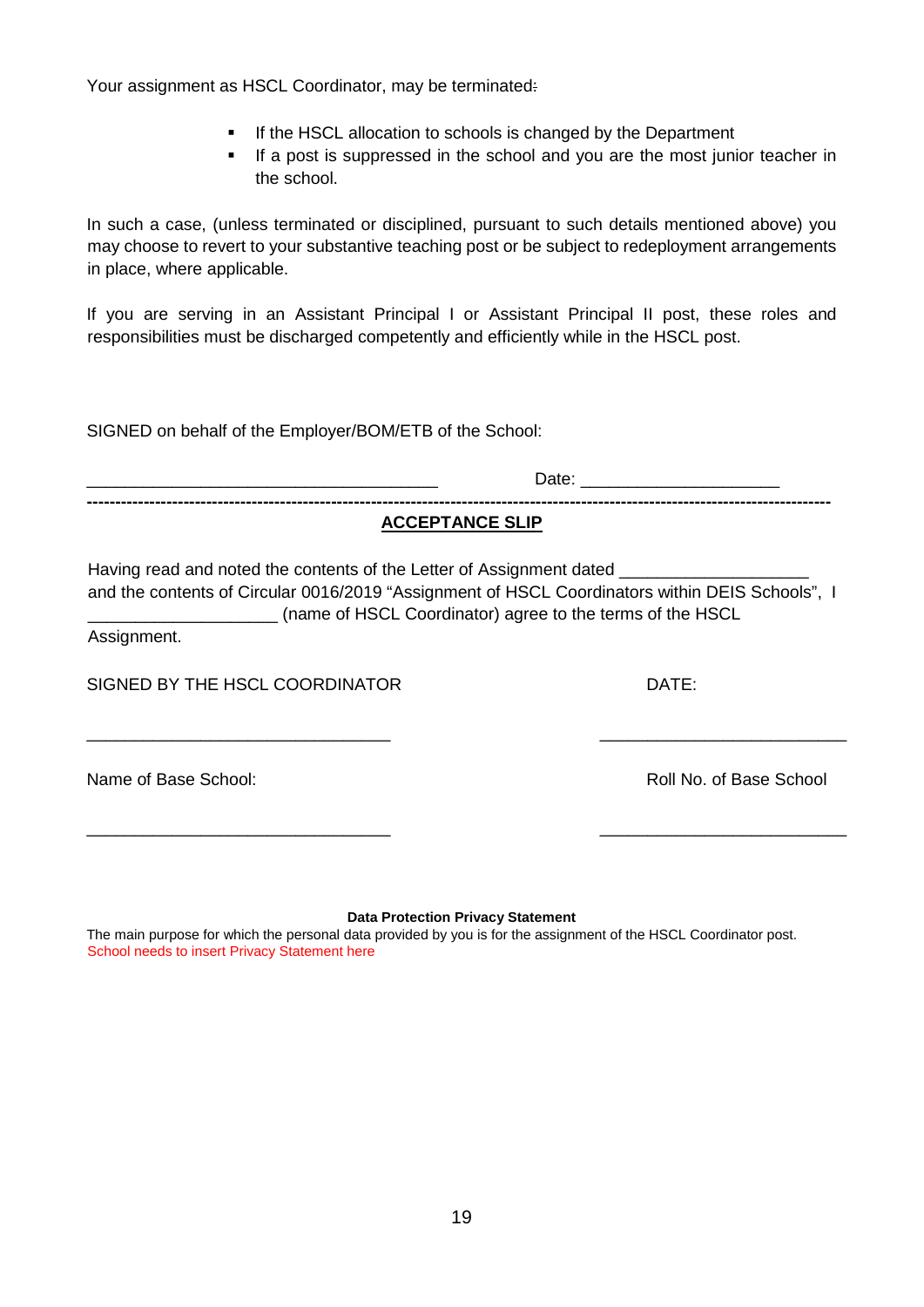Your assignment as HSCL Coordinator, may be terminated:

- If the HSCL allocation to schools is changed by the Department
- If a post is suppressed in the school and you are the most junior teacher in the school.

In such a case, (unless terminated or disciplined, pursuant to such details mentioned above) you may choose to revert to your substantive teaching post or be subject to redeployment arrangements in place, where applicable.

If you are serving in an Assistant Principal I or Assistant Principal II post, these roles and responsibilities must be discharged competently and efficiently while in the HSCL post.

SIGNED on behalf of the Employer/BOM/ETB of the School:

_________________________________________ Date: ________________________

---

**ACCEPTANCE SLIP**

Having read and noted the contents of the Letter of Assignment dated ____________________ and the contents of Circular 0016/2019 "Assignment of HSCL Coordinators within DEIS Schools", I ____________________ (name of HSCL Coordinator) agree to the terms of the HSCL Assignment.

SIGNED BY THE HSCL COORDINATOR DATE:

________________________________ ________________________________

Name of Base School: Roll No. of Base School

________________________________ ________________________________

**Data Protection Privacy Statement**

The main purpose for which the personal data provided by you is for the assignment of the HSCL Coordinator post.
School needs to insert Privacy Statement here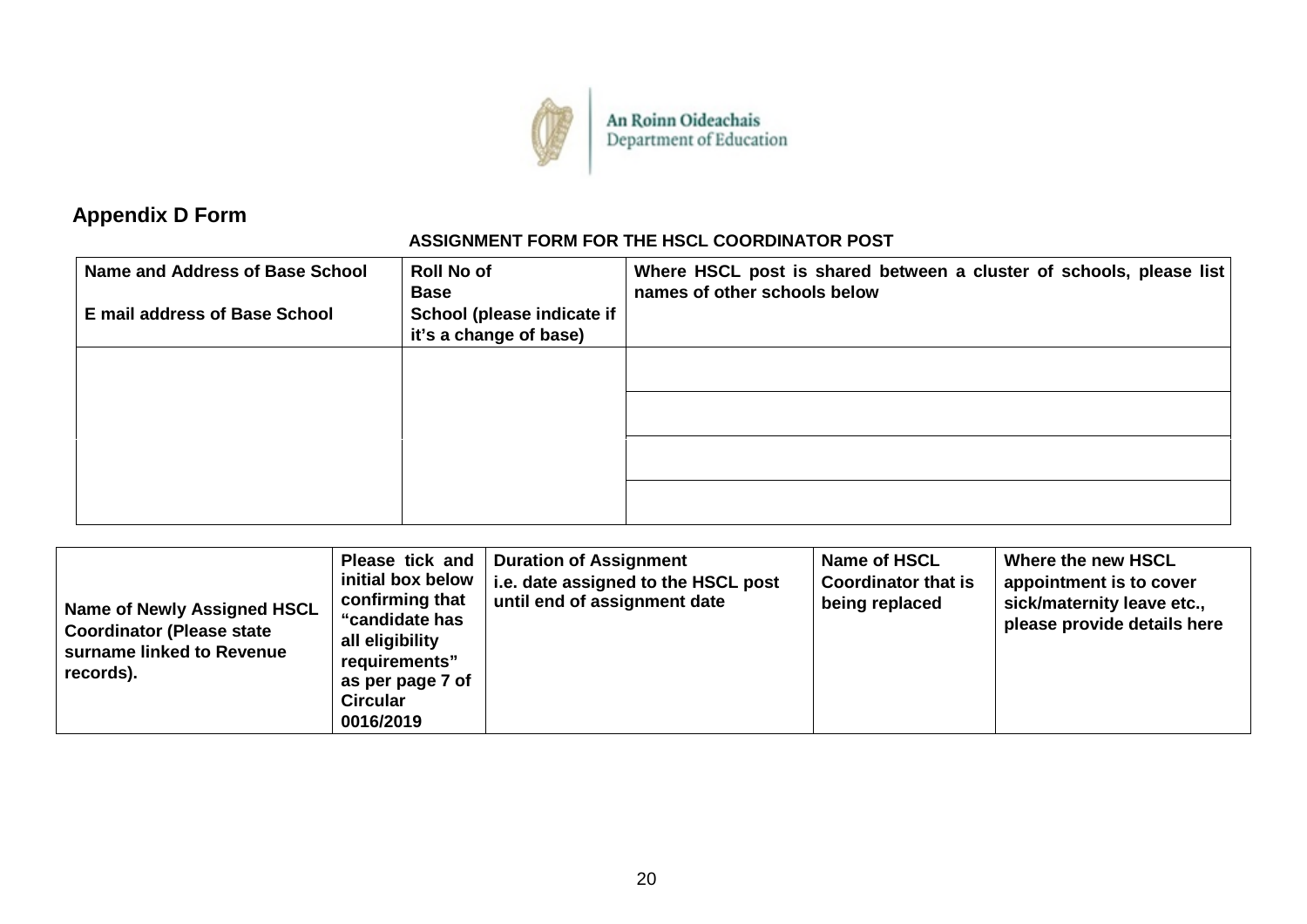An Roinn Oideachais
Department of Education

## Appendix D Form

**ASSIGNMENT FORM FOR THE HSCL COORDINATOR POST**

| Name and Address of Base School<br><br>E mail address of Base School | Roll No of Base School (please indicate if it's a change of base) | Where HSCL post is shared between a cluster of schools, please list names of other schools below |
|---|---|---|
| | | |
| | | |
| | | |
| | | |

| Name of Newly Assigned HSCL Coordinator (Please state surname linked to Revenue records). | Please tick and initial box below confirming that "candidate has all eligibility requirements" as per page 7 of Circular 0016/2019 | Duration of Assignment i.e. date assigned to the HSCL post until end of assignment date | Name of HSCL Coordinator that is being replaced | Where the new HSCL appointment is to cover sick/maternity leave etc., please provide details here |
|---|---|---|---|---|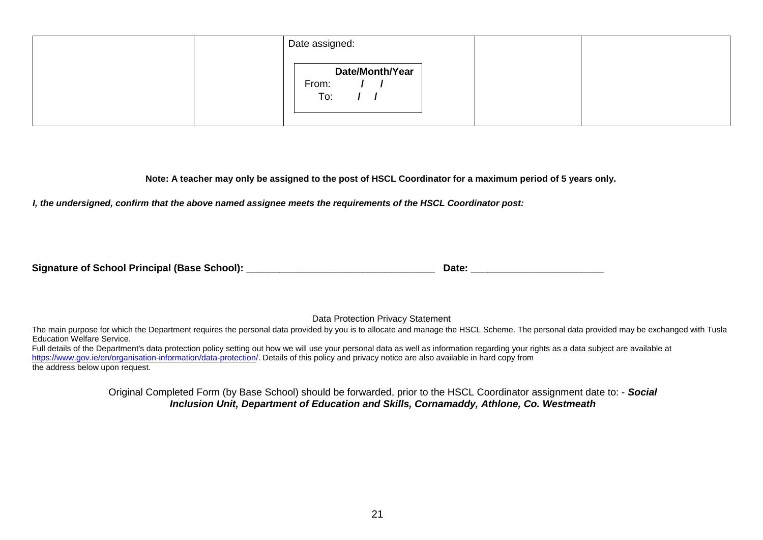|  |  | Date assigned:<br><br>**Date/Month/Year**<br>From: **/ /**<br>To: **/ /** |  |  |
|---|---|---|---|---|

**Note: A teacher may only be assigned to the post of HSCL Coordinator for a maximum period of 5 years only.**

***I, the undersigned, confirm that the above named assignee meets the requirements of the HSCL Coordinator post:***

**Signature of School Principal (Base School): __________________________________ Date: ________________________**

Data Protection Privacy Statement

The main purpose for which the Department requires the personal data provided by you is to allocate and manage the HSCL Scheme. The personal data provided may be exchanged with Tusla Education Welfare Service.

Full details of the Department's data protection policy setting out how we will use your personal data as well as information regarding your rights as a data subject are available at https://www.gov.ie/en/organisation-information/data-protection/. Details of this policy and privacy notice are also available in hard copy from the address below upon request.

Original Completed Form (by Base School) should be forwarded, prior to the HSCL Coordinator assignment date to: - ***Social Inclusion Unit, Department of Education and Skills, Cornamaddy, Athlone, Co. Westmeath***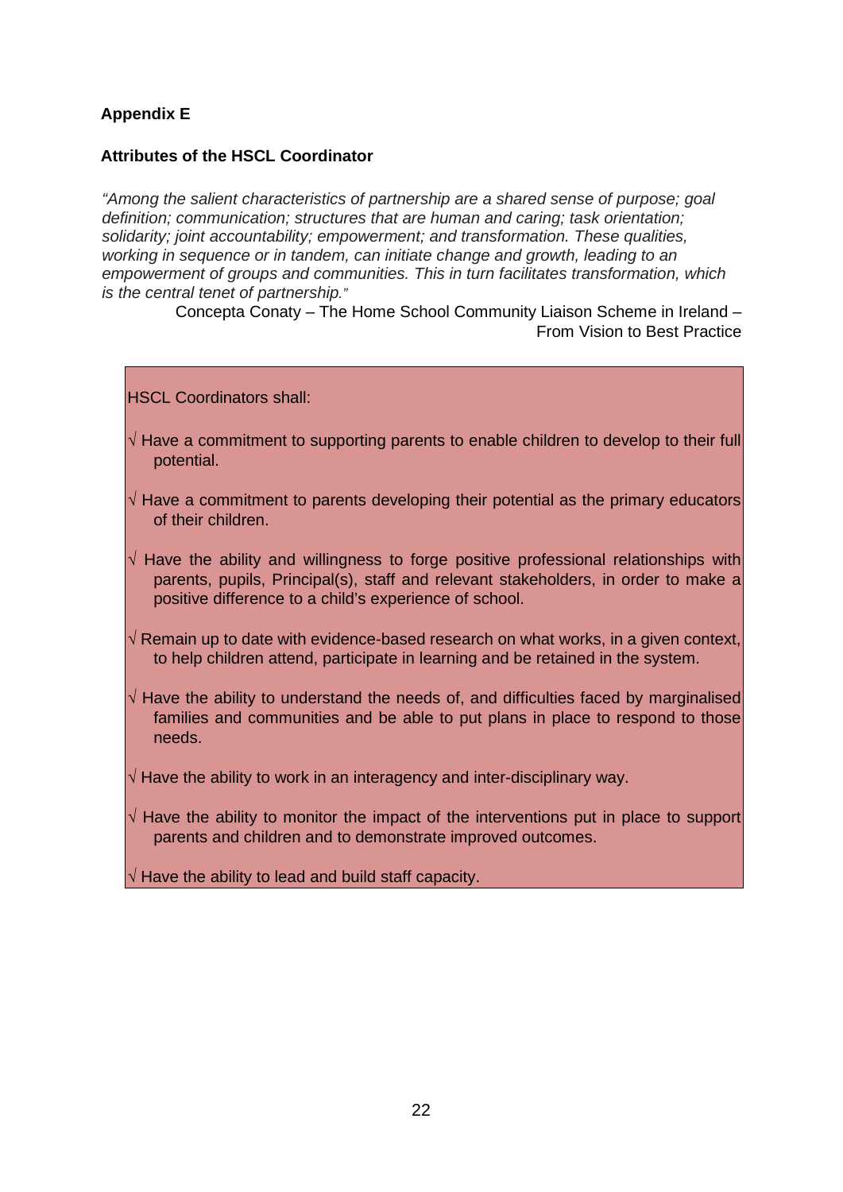## Appendix E

### Attributes of the HSCL Coordinator

*"Among the salient characteristics of partnership are a shared sense of purpose; goal definition; communication; structures that are human and caring; task orientation; solidarity; joint accountability; empowerment; and transformation. These qualities, working in sequence or in tandem, can initiate change and growth, leading to an empowerment of groups and communities. This in turn facilitates transformation, which is the central tenet of partnership."*

Concepta Conaty – The Home School Community Liaison Scheme in Ireland – From Vision to Best Practice

HSCL Coordinators shall:

√ Have a commitment to supporting parents to enable children to develop to their full potential.

√ Have a commitment to parents developing their potential as the primary educators of their children.

√ Have the ability and willingness to forge positive professional relationships with parents, pupils, Principal(s), staff and relevant stakeholders, in order to make a positive difference to a child's experience of school.

√ Remain up to date with evidence-based research on what works, in a given context, to help children attend, participate in learning and be retained in the system.

√ Have the ability to understand the needs of, and difficulties faced by marginalised families and communities and be able to put plans in place to respond to those needs.

√ Have the ability to work in an interagency and inter-disciplinary way.

√ Have the ability to monitor the impact of the interventions put in place to support parents and children and to demonstrate improved outcomes.

√ Have the ability to lead and build staff capacity.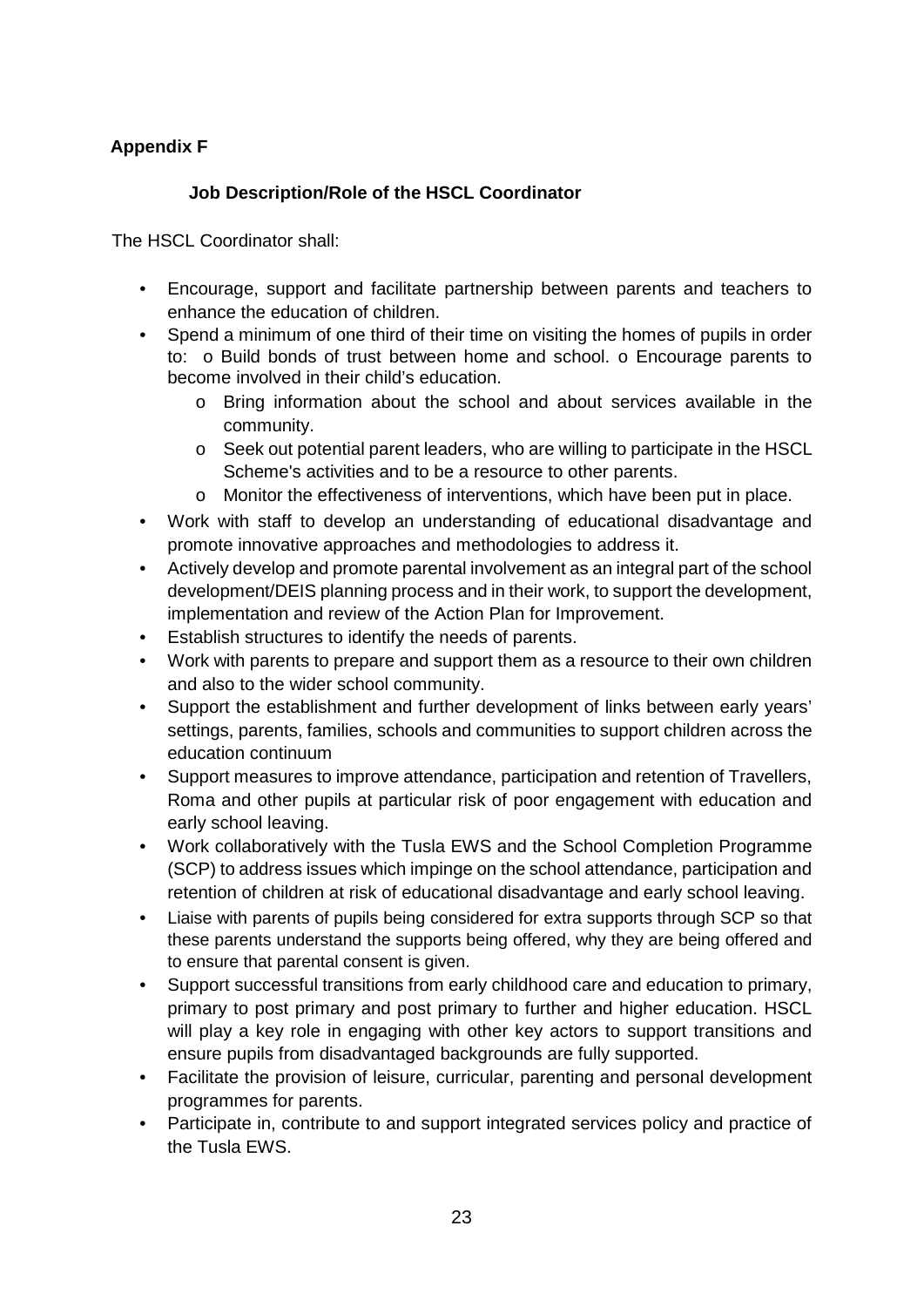**Appendix F**

**Job Description/Role of the HSCL Coordinator**

The HSCL Coordinator shall:

- Encourage, support and facilitate partnership between parents and teachers to enhance the education of children.
- Spend a minimum of one third of their time on visiting the homes of pupils in order to:
  - Build bonds of trust between home and school.
  - Encourage parents to become involved in their child's education.
  - Bring information about the school and about services available in the community.
  - Seek out potential parent leaders, who are willing to participate in the HSCL Scheme's activities and to be a resource to other parents.
  - Monitor the effectiveness of interventions, which have been put in place.
- Work with staff to develop an understanding of educational disadvantage and promote innovative approaches and methodologies to address it.
- Actively develop and promote parental involvement as an integral part of the school development/DEIS planning process and in their work, to support the development, implementation and review of the Action Plan for Improvement.
- Establish structures to identify the needs of parents.
- Work with parents to prepare and support them as a resource to their own children and also to the wider school community.
- Support the establishment and further development of links between early years' settings, parents, families, schools and communities to support children across the education continuum
- Support measures to improve attendance, participation and retention of Travellers, Roma and other pupils at particular risk of poor engagement with education and early school leaving.
- Work collaboratively with the Tusla EWS and the School Completion Programme (SCP) to address issues which impinge on the school attendance, participation and retention of children at risk of educational disadvantage and early school leaving.
- Liaise with parents of pupils being considered for extra supports through SCP so that these parents understand the supports being offered, why they are being offered and to ensure that parental consent is given.
- Support successful transitions from early childhood care and education to primary, primary to post primary and post primary to further and higher education. HSCL will play a key role in engaging with other key actors to support transitions and ensure pupils from disadvantaged backgrounds are fully supported.
- Facilitate the provision of leisure, curricular, parenting and personal development programmes for parents.
- Participate in, contribute to and support integrated services policy and practice of the Tusla EWS.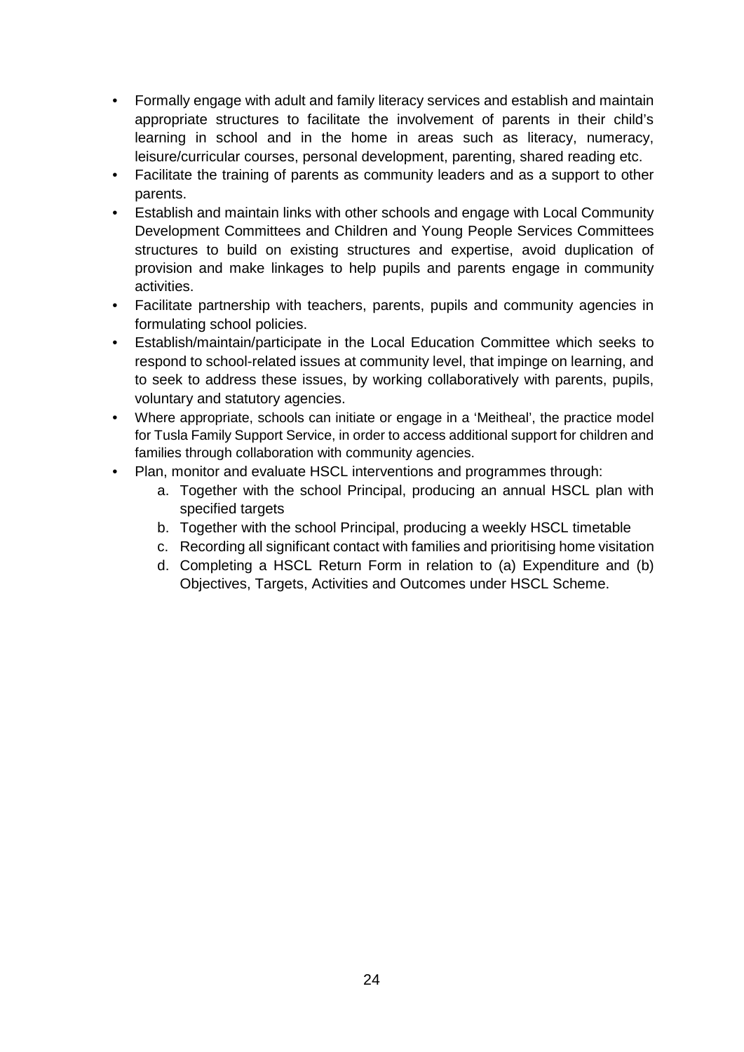- Formally engage with adult and family literacy services and establish and maintain appropriate structures to facilitate the involvement of parents in their child's learning in school and in the home in areas such as literacy, numeracy, leisure/curricular courses, personal development, parenting, shared reading etc.
- Facilitate the training of parents as community leaders and as a support to other parents.
- Establish and maintain links with other schools and engage with Local Community Development Committees and Children and Young People Services Committees structures to build on existing structures and expertise, avoid duplication of provision and make linkages to help pupils and parents engage in community activities.
- Facilitate partnership with teachers, parents, pupils and community agencies in formulating school policies.
- Establish/maintain/participate in the Local Education Committee which seeks to respond to school-related issues at community level, that impinge on learning, and to seek to address these issues, by working collaboratively with parents, pupils, voluntary and statutory agencies.
- Where appropriate, schools can initiate or engage in a 'Meitheal', the practice model for Tusla Family Support Service, in order to access additional support for children and families through collaboration with community agencies.
- Plan, monitor and evaluate HSCL interventions and programmes through:
  a. Together with the school Principal, producing an annual HSCL plan with specified targets
  b. Together with the school Principal, producing a weekly HSCL timetable
  c. Recording all significant contact with families and prioritising home visitation
  d. Completing a HSCL Return Form in relation to (a) Expenditure and (b) Objectives, Targets, Activities and Outcomes under HSCL Scheme.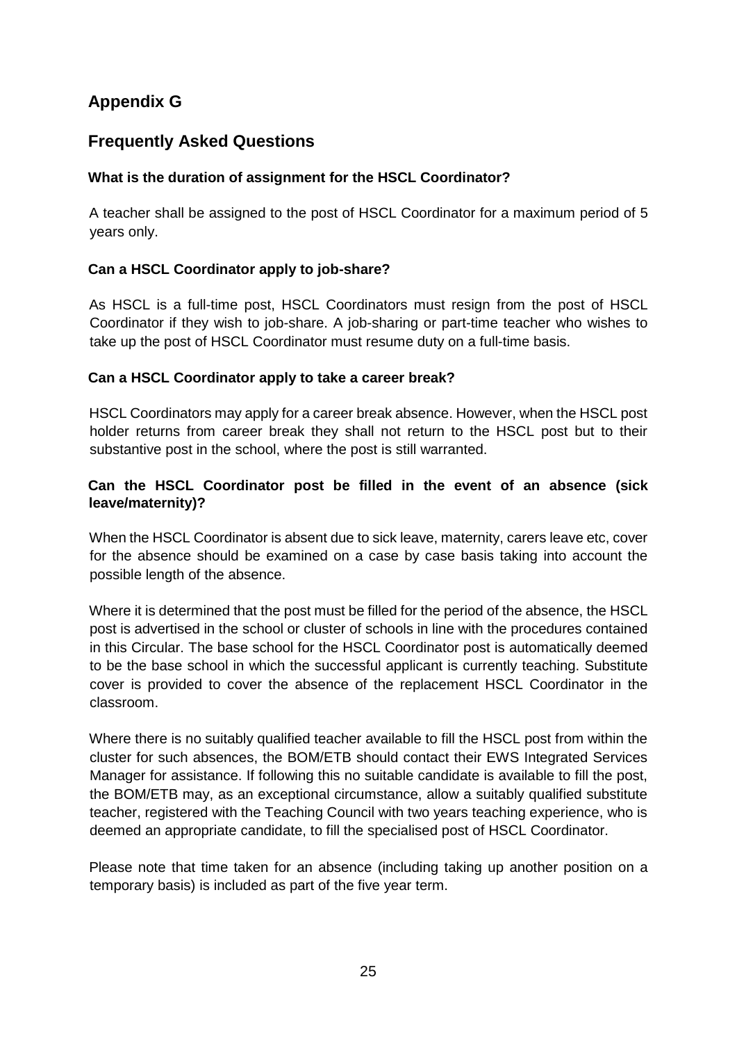## Appendix G

## Frequently Asked Questions

**What is the duration of assignment for the HSCL Coordinator?**

A teacher shall be assigned to the post of HSCL Coordinator for a maximum period of 5 years only.

**Can a HSCL Coordinator apply to job-share?**

As HSCL is a full-time post, HSCL Coordinators must resign from the post of HSCL Coordinator if they wish to job-share. A job-sharing or part-time teacher who wishes to take up the post of HSCL Coordinator must resume duty on a full-time basis.

**Can a HSCL Coordinator apply to take a career break?**

HSCL Coordinators may apply for a career break absence. However, when the HSCL post holder returns from career break they shall not return to the HSCL post but to their substantive post in the school, where the post is still warranted.

**Can the HSCL Coordinator post be filled in the event of an absence (sick leave/maternity)?**

When the HSCL Coordinator is absent due to sick leave, maternity, carers leave etc, cover for the absence should be examined on a case by case basis taking into account the possible length of the absence.

Where it is determined that the post must be filled for the period of the absence, the HSCL post is advertised in the school or cluster of schools in line with the procedures contained in this Circular. The base school for the HSCL Coordinator post is automatically deemed to be the base school in which the successful applicant is currently teaching. Substitute cover is provided to cover the absence of the replacement HSCL Coordinator in the classroom.

Where there is no suitably qualified teacher available to fill the HSCL post from within the cluster for such absences, the BOM/ETB should contact their EWS Integrated Services Manager for assistance. If following this no suitable candidate is available to fill the post, the BOM/ETB may, as an exceptional circumstance, allow a suitably qualified substitute teacher, registered with the Teaching Council with two years teaching experience, who is deemed an appropriate candidate, to fill the specialised post of HSCL Coordinator.

Please note that time taken for an absence (including taking up another position on a temporary basis) is included as part of the five year term.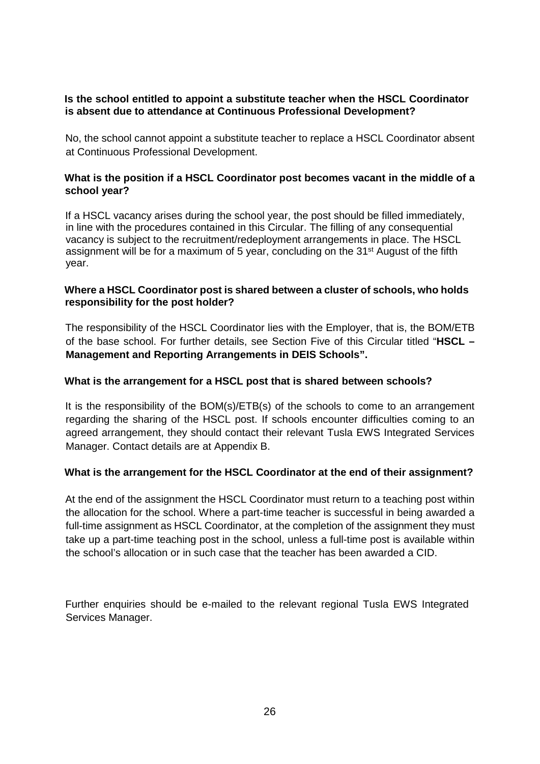**Is the school entitled to appoint a substitute teacher when the HSCL Coordinator is absent due to attendance at Continuous Professional Development?**

No, the school cannot appoint a substitute teacher to replace a HSCL Coordinator absent at Continuous Professional Development.

**What is the position if a HSCL Coordinator post becomes vacant in the middle of a school year?**

If a HSCL vacancy arises during the school year, the post should be filled immediately, in line with the procedures contained in this Circular. The filling of any consequential vacancy is subject to the recruitment/redeployment arrangements in place. The HSCL assignment will be for a maximum of 5 year, concluding on the 31st August of the fifth year.

**Where a HSCL Coordinator post is shared between a cluster of schools, who holds responsibility for the post holder?**

The responsibility of the HSCL Coordinator lies with the Employer, that is, the BOM/ETB of the base school. For further details, see Section Five of this Circular titled "**HSCL – Management and Reporting Arrangements in DEIS Schools".**

**What is the arrangement for a HSCL post that is shared between schools?**

It is the responsibility of the BOM(s)/ETB(s) of the schools to come to an arrangement regarding the sharing of the HSCL post. If schools encounter difficulties coming to an agreed arrangement, they should contact their relevant Tusla EWS Integrated Services Manager. Contact details are at Appendix B.

**What is the arrangement for the HSCL Coordinator at the end of their assignment?**

At the end of the assignment the HSCL Coordinator must return to a teaching post within the allocation for the school. Where a part-time teacher is successful in being awarded a full-time assignment as HSCL Coordinator, at the completion of the assignment they must take up a part-time teaching post in the school, unless a full-time post is available within the school's allocation or in such case that the teacher has been awarded a CID.

Further enquiries should be e-mailed to the relevant regional Tusla EWS Integrated Services Manager.